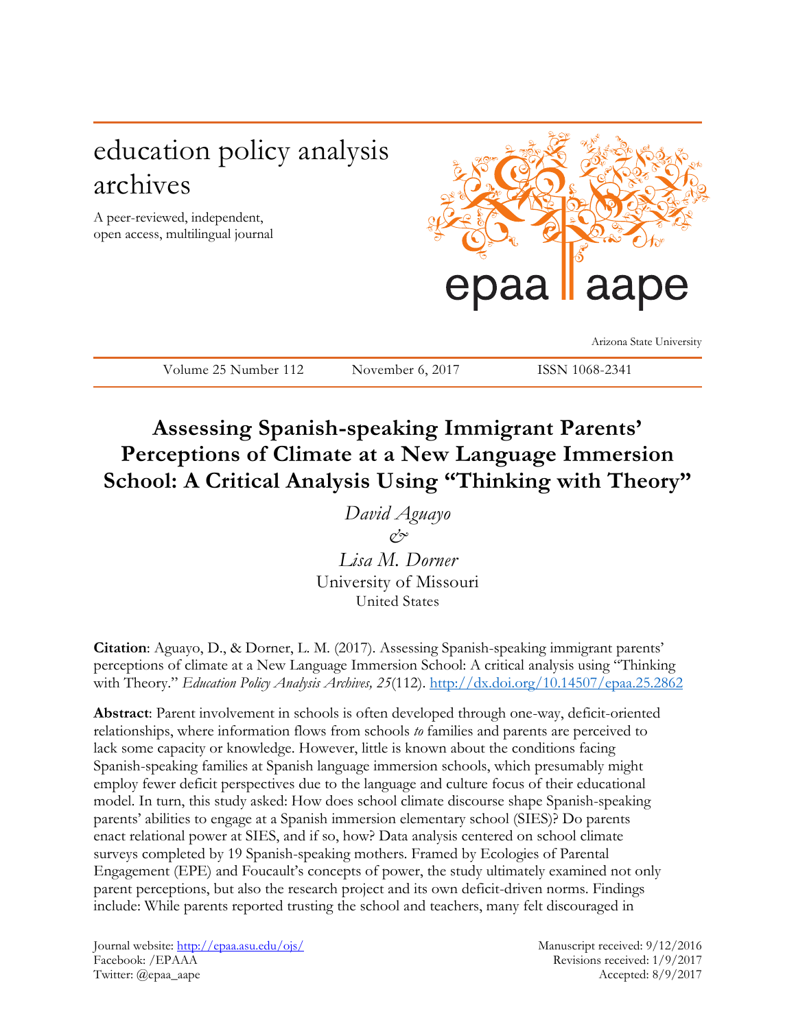# education policy analysis archives

A peer-reviewed, independent, open access, multilingual journal

epaa | aape

Arizona State University

Volume 25 Number 112 November 6, 2017 ISSN 1068-2341

## Assessing Spanish-speaking Immigrant Parents' Perceptions of Climate at a New Language Immersion School: A Critical Analysis Using "Thinking with Theory"

*David Aguayo*
*&*
*Lisa M. Dorner*
University of Missouri
United States

**Citation**: Aguayo, D., & Dorner, L. M. (2017). Assessing Spanish-speaking immigrant parents' perceptions of climate at a New Language Immersion School: A critical analysis using "Thinking with Theory." *Education Policy Analysis Archives, 25*(112). http://dx.doi.org/10.14507/epaa.25.2862

**Abstract**: Parent involvement in schools is often developed through one-way, deficit-oriented relationships, where information flows from schools *to* families and parents are perceived to lack some capacity or knowledge. However, little is known about the conditions facing Spanish-speaking families at Spanish language immersion schools, which presumably might employ fewer deficit perspectives due to the language and culture focus of their educational model. In turn, this study asked: How does school climate discourse shape Spanish-speaking parents' abilities to engage at a Spanish immersion elementary school (SIES)? Do parents enact relational power at SIES, and if so, how? Data analysis centered on school climate surveys completed by 19 Spanish-speaking mothers. Framed by Ecologies of Parental Engagement (EPE) and Foucault's concepts of power, the study ultimately examined not only parent perceptions, but also the research project and its own deficit-driven norms. Findings include: While parents reported trusting the school and teachers, many felt discouraged in

Journal website: http://epaa.asu.edu/ojs/
Facebook: /EPAAA
Twitter: @epaa_aape

Manuscript received: 9/12/2016
Revisions received: 1/9/2017
Accepted: 8/9/2017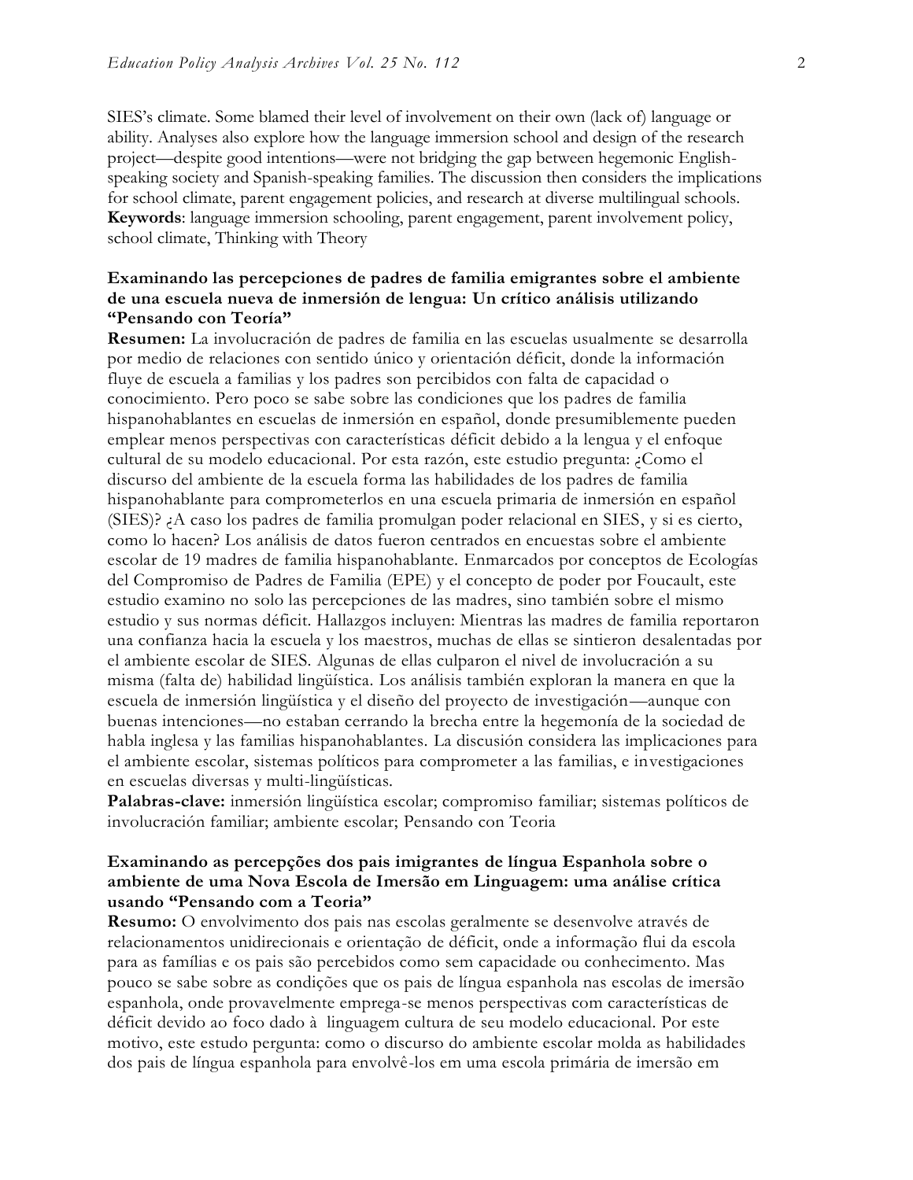SIES's climate. Some blamed their level of involvement on their own (lack of) language or ability. Analyses also explore how the language immersion school and design of the research project—despite good intentions—were not bridging the gap between hegemonic English-speaking society and Spanish-speaking families. The discussion then considers the implications for school climate, parent engagement policies, and research at diverse multilingual schools.
**Keywords**: language immersion schooling, parent engagement, parent involvement policy, school climate, Thinking with Theory

### Examinando las percepciones de padres de familia emigrantes sobre el ambiente de una escuela nueva de inmersión de lengua: Un crítico análisis utilizando "Pensando con Teoría"

**Resumen:** La involucración de padres de familia en las escuelas usualmente se desarrolla por medio de relaciones con sentido único y orientación déficit, donde la información fluye de escuela a familias y los padres son percibidos con falta de capacidad o conocimiento. Pero poco se sabe sobre las condiciones que los padres de familia hispanohablantes en escuelas de inmersión en español, donde presumiblemente pueden emplear menos perspectivas con características déficit debido a la lengua y el enfoque cultural de su modelo educacional. Por esta razón, este estudio pregunta: ¿Como el discurso del ambiente de la escuela forma las habilidades de los padres de familia hispanohablante para comprometerlos en una escuela primaria de inmersión en español (SIES)? ¿A caso los padres de familia promulgan poder relacional en SIES, y si es cierto, como lo hacen? Los análisis de datos fueron centrados en encuestas sobre el ambiente escolar de 19 madres de familia hispanohablante. Enmarcados por conceptos de Ecologías del Compromiso de Padres de Familia (EPE) y el concepto de poder por Foucault, este estudio examino no solo las percepciones de las madres, sino también sobre el mismo estudio y sus normas déficit. Hallazgos incluyen: Mientras las madres de familia reportaron una confianza hacia la escuela y los maestros, muchas de ellas se sintieron desalentadas por el ambiente escolar de SIES. Algunas de ellas culparon el nivel de involucración a su misma (falta de) habilidad lingüística. Los análisis también exploran la manera en que la escuela de inmersión lingüística y el diseño del proyecto de investigación—aunque con buenas intenciones—no estaban cerrando la brecha entre la hegemonía de la sociedad de habla inglesa y las familias hispanohablantes. La discusión considera las implicaciones para el ambiente escolar, sistemas políticos para comprometer a las familias, e investigaciones en escuelas diversas y multi-lingüísticas.
**Palabras-clave:** inmersión lingüística escolar; compromiso familiar; sistemas políticos de involucración familiar; ambiente escolar; Pensando con Teoria

### Examinando as percepções dos pais imigrantes de língua Espanhola sobre o ambiente de uma Nova Escola de Imersão em Linguagem: uma análise crítica usando "Pensando com a Teoria"

**Resumo:** O envolvimento dos pais nas escolas geralmente se desenvolve através de relacionamentos unidirecionais e orientação de déficit, onde a informação flui da escola para as famílias e os pais são percebidos como sem capacidade ou conhecimento. Mas pouco se sabe sobre as condições que os pais de língua espanhola nas escolas de imersão espanhola, onde provavelmente emprega-se menos perspectivas com características de déficit devido ao foco dado à linguagem cultura de seu modelo educacional. Por este motivo, este estudo pergunta: como o discurso do ambiente escolar molda as habilidades dos pais de língua espanhola para envolvê-los em uma escola primária de imersão em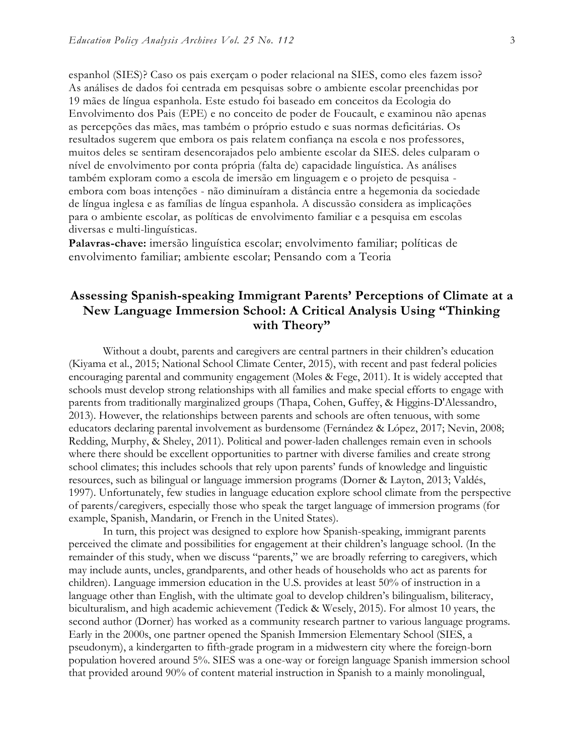espanhol (SIES)? Caso os pais exerçam o poder relacional na SIES, como eles fazem isso? As análises de dados foi centrada em pesquisas sobre o ambiente escolar preenchidas por 19 mães de língua espanhola. Este estudo foi baseado em conceitos da Ecologia do Envolvimento dos Pais (EPE) e no conceito de poder de Foucault, e examinou não apenas as percepções das mães, mas também o próprio estudo e suas normas deficitárias. Os resultados sugerem que embora os pais relatem confiança na escola e nos professores, muitos deles se sentiram desencorajados pelo ambiente escolar da SIES. deles culparam o nível de envolvimento por conta própria (falta de) capacidade linguística. As análises também exploram como a escola de imersão em linguagem e o projeto de pesquisa - embora com boas intenções - não diminuíram a distância entre a hegemonia da sociedade de língua inglesa e as famílias de língua espanhola. A discussão considera as implicações para o ambiente escolar, as políticas de envolvimento familiar e a pesquisa em escolas diversas e multi-linguísticas.

**Palavras-chave:** imersão linguística escolar; envolvimento familiar; políticas de envolvimento familiar; ambiente escolar; Pensando com a Teoria

## Assessing Spanish-speaking Immigrant Parents' Perceptions of Climate at a New Language Immersion School: A Critical Analysis Using "Thinking with Theory"

Without a doubt, parents and caregivers are central partners in their children's education (Kiyama et al., 2015; National School Climate Center, 2015), with recent and past federal policies encouraging parental and community engagement (Moles & Fege, 2011). It is widely accepted that schools must develop strong relationships with all families and make special efforts to engage with parents from traditionally marginalized groups (Thapa, Cohen, Guffey, & Higgins-D'Alessandro, 2013). However, the relationships between parents and schools are often tenuous, with some educators declaring parental involvement as burdensome (Fernández & López, 2017; Nevin, 2008; Redding, Murphy, & Sheley, 2011). Political and power-laden challenges remain even in schools where there should be excellent opportunities to partner with diverse families and create strong school climates; this includes schools that rely upon parents' funds of knowledge and linguistic resources, such as bilingual or language immersion programs (Dorner & Layton, 2013; Valdés, 1997). Unfortunately, few studies in language education explore school climate from the perspective of parents/caregivers, especially those who speak the target language of immersion programs (for example, Spanish, Mandarin, or French in the United States).

In turn, this project was designed to explore how Spanish-speaking, immigrant parents perceived the climate and possibilities for engagement at their children's language school. (In the remainder of this study, when we discuss "parents," we are broadly referring to caregivers, which may include aunts, uncles, grandparents, and other heads of households who act as parents for children). Language immersion education in the U.S. provides at least 50% of instruction in a language other than English, with the ultimate goal to develop children's bilingualism, biliteracy, biculturalism, and high academic achievement (Tedick & Wesely, 2015). For almost 10 years, the second author (Dorner) has worked as a community research partner to various language programs. Early in the 2000s, one partner opened the Spanish Immersion Elementary School (SIES, a pseudonym), a kindergarten to fifth-grade program in a midwestern city where the foreign-born population hovered around 5%. SIES was a one-way or foreign language Spanish immersion school that provided around 90% of content material instruction in Spanish to a mainly monolingual,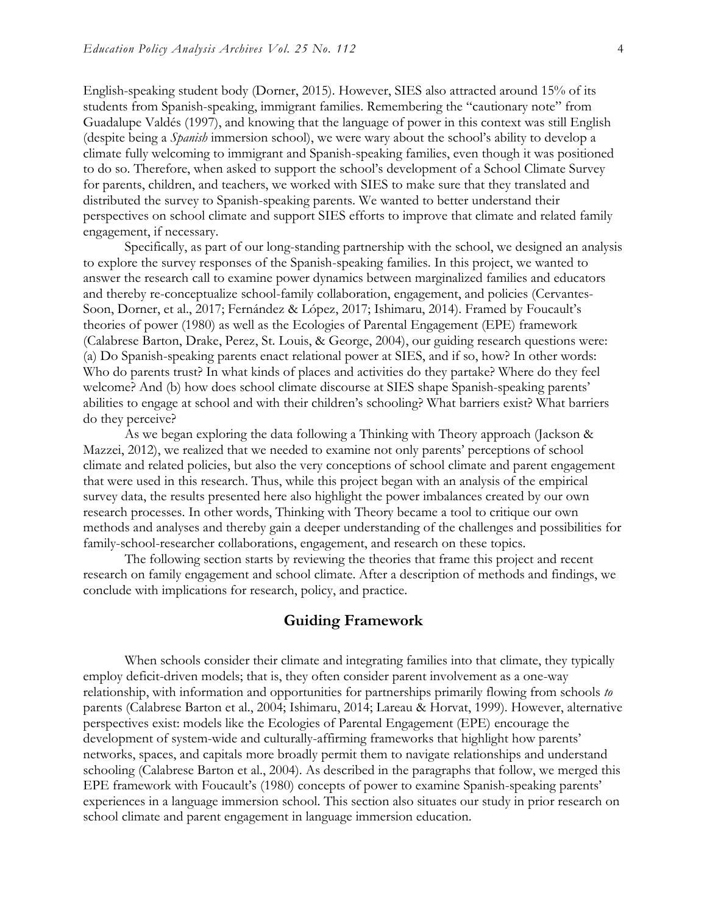English-speaking student body (Dorner, 2015). However, SIES also attracted around 15% of its students from Spanish-speaking, immigrant families. Remembering the "cautionary note" from Guadalupe Valdés (1997), and knowing that the language of power in this context was still English (despite being a *Spanish* immersion school), we were wary about the school's ability to develop a climate fully welcoming to immigrant and Spanish-speaking families, even though it was positioned to do so. Therefore, when asked to support the school's development of a School Climate Survey for parents, children, and teachers, we worked with SIES to make sure that they translated and distributed the survey to Spanish-speaking parents. We wanted to better understand their perspectives on school climate and support SIES efforts to improve that climate and related family engagement, if necessary.

Specifically, as part of our long-standing partnership with the school, we designed an analysis to explore the survey responses of the Spanish-speaking families. In this project, we wanted to answer the research call to examine power dynamics between marginalized families and educators and thereby re-conceptualize school-family collaboration, engagement, and policies (Cervantes-Soon, Dorner, et al., 2017; Fernández & López, 2017; Ishimaru, 2014). Framed by Foucault's theories of power (1980) as well as the Ecologies of Parental Engagement (EPE) framework (Calabrese Barton, Drake, Perez, St. Louis, & George, 2004), our guiding research questions were: (a) Do Spanish-speaking parents enact relational power at SIES, and if so, how? In other words: Who do parents trust? In what kinds of places and activities do they partake? Where do they feel welcome? And (b) how does school climate discourse at SIES shape Spanish-speaking parents' abilities to engage at school and with their children's schooling? What barriers exist? What barriers do they perceive?

As we began exploring the data following a Thinking with Theory approach (Jackson & Mazzei, 2012), we realized that we needed to examine not only parents' perceptions of school climate and related policies, but also the very conceptions of school climate and parent engagement that were used in this research. Thus, while this project began with an analysis of the empirical survey data, the results presented here also highlight the power imbalances created by our own research processes. In other words, Thinking with Theory became a tool to critique our own methods and analyses and thereby gain a deeper understanding of the challenges and possibilities for family-school-researcher collaborations, engagement, and research on these topics.

The following section starts by reviewing the theories that frame this project and recent research on family engagement and school climate. After a description of methods and findings, we conclude with implications for research, policy, and practice.

## Guiding Framework

When schools consider their climate and integrating families into that climate, they typically employ deficit-driven models; that is, they often consider parent involvement as a one-way relationship, with information and opportunities for partnerships primarily flowing from schools *to* parents (Calabrese Barton et al., 2004; Ishimaru, 2014; Lareau & Horvat, 1999). However, alternative perspectives exist: models like the Ecologies of Parental Engagement (EPE) encourage the development of system-wide and culturally-affirming frameworks that highlight how parents' networks, spaces, and capitals more broadly permit them to navigate relationships and understand schooling (Calabrese Barton et al., 2004). As described in the paragraphs that follow, we merged this EPE framework with Foucault's (1980) concepts of power to examine Spanish-speaking parents' experiences in a language immersion school. This section also situates our study in prior research on school climate and parent engagement in language immersion education.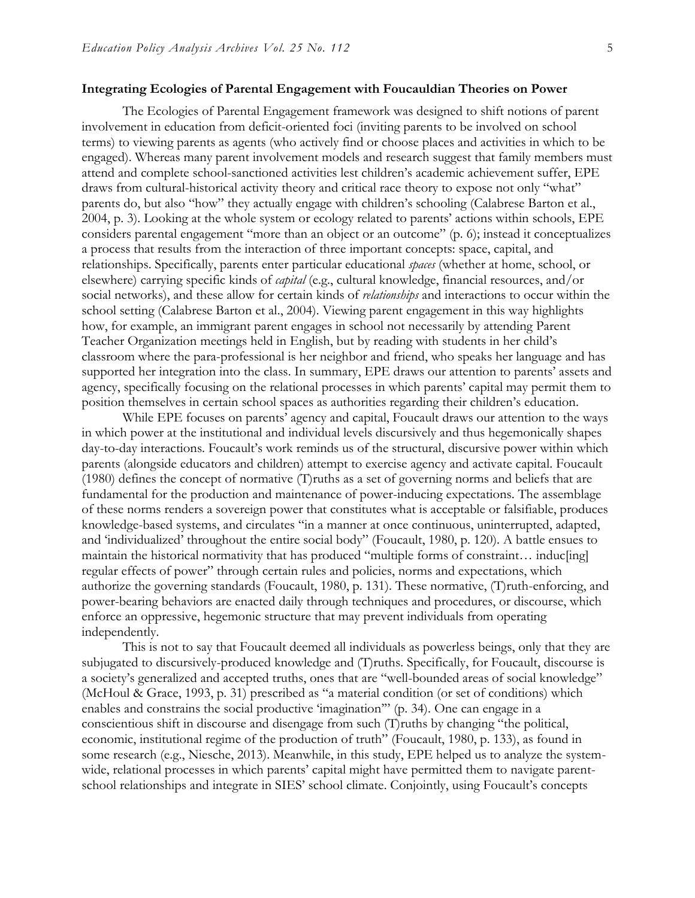**Integrating Ecologies of Parental Engagement with Foucauldian Theories on Power**

The Ecologies of Parental Engagement framework was designed to shift notions of parent involvement in education from deficit-oriented foci (inviting parents to be involved on school terms) to viewing parents as agents (who actively find or choose places and activities in which to be engaged). Whereas many parent involvement models and research suggest that family members must attend and complete school-sanctioned activities lest children's academic achievement suffer, EPE draws from cultural-historical activity theory and critical race theory to expose not only "what" parents do, but also "how" they actually engage with children's schooling (Calabrese Barton et al., 2004, p. 3). Looking at the whole system or ecology related to parents' actions within schools, EPE considers parental engagement "more than an object or an outcome" (p. 6); instead it conceptualizes a process that results from the interaction of three important concepts: space, capital, and relationships. Specifically, parents enter particular educational *spaces* (whether at home, school, or elsewhere) carrying specific kinds of *capital* (e.g., cultural knowledge, financial resources, and/or social networks), and these allow for certain kinds of *relationships* and interactions to occur within the school setting (Calabrese Barton et al., 2004). Viewing parent engagement in this way highlights how, for example, an immigrant parent engages in school not necessarily by attending Parent Teacher Organization meetings held in English, but by reading with students in her child's classroom where the para-professional is her neighbor and friend, who speaks her language and has supported her integration into the class. In summary, EPE draws our attention to parents' assets and agency, specifically focusing on the relational processes in which parents' capital may permit them to position themselves in certain school spaces as authorities regarding their children's education.

While EPE focuses on parents' agency and capital, Foucault draws our attention to the ways in which power at the institutional and individual levels discursively and thus hegemonically shapes day-to-day interactions. Foucault's work reminds us of the structural, discursive power within which parents (alongside educators and children) attempt to exercise agency and activate capital. Foucault (1980) defines the concept of normative (T)ruths as a set of governing norms and beliefs that are fundamental for the production and maintenance of power-inducing expectations. The assemblage of these norms renders a sovereign power that constitutes what is acceptable or falsifiable, produces knowledge-based systems, and circulates "in a manner at once continuous, uninterrupted, adapted, and 'individualized' throughout the entire social body" (Foucault, 1980, p. 120). A battle ensues to maintain the historical normativity that has produced "multiple forms of constraint… induc[ing] regular effects of power" through certain rules and policies, norms and expectations, which authorize the governing standards (Foucault, 1980, p. 131). These normative, (T)ruth-enforcing, and power-bearing behaviors are enacted daily through techniques and procedures, or discourse, which enforce an oppressive, hegemonic structure that may prevent individuals from operating independently.

This is not to say that Foucault deemed all individuals as powerless beings, only that they are subjugated to discursively-produced knowledge and (T)ruths. Specifically, for Foucault, discourse is a society's generalized and accepted truths, ones that are "well-bounded areas of social knowledge" (McHoul & Grace, 1993, p. 31) prescribed as "a material condition (or set of conditions) which enables and constrains the social productive 'imagination'" (p. 34). One can engage in a conscientious shift in discourse and disengage from such (T)ruths by changing "the political, economic, institutional regime of the production of truth" (Foucault, 1980, p. 133), as found in some research (e.g., Niesche, 2013). Meanwhile, in this study, EPE helped us to analyze the system-wide, relational processes in which parents' capital might have permitted them to navigate parent-school relationships and integrate in SIES' school climate. Conjointly, using Foucault's concepts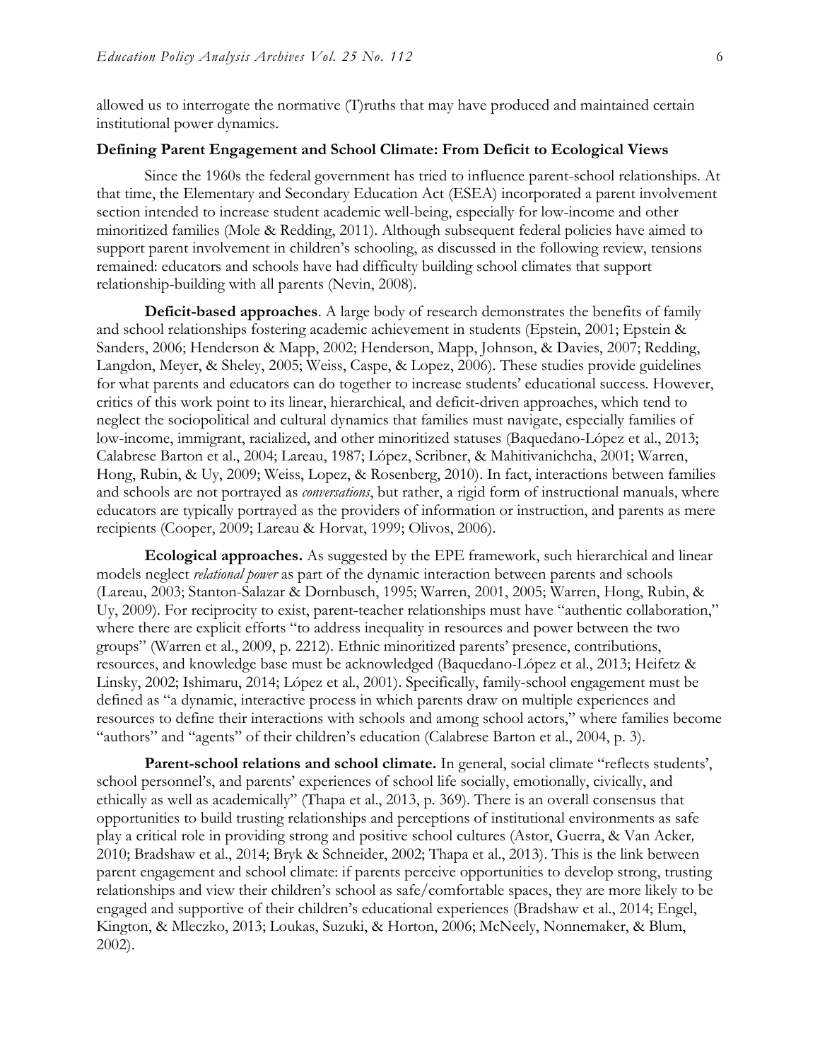allowed us to interrogate the normative (T)ruths that may have produced and maintained certain institutional power dynamics.

## Defining Parent Engagement and School Climate: From Deficit to Ecological Views

Since the 1960s the federal government has tried to influence parent-school relationships. At that time, the Elementary and Secondary Education Act (ESEA) incorporated a parent involvement section intended to increase student academic well-being, especially for low-income and other minoritized families (Mole & Redding, 2011). Although subsequent federal policies have aimed to support parent involvement in children's schooling, as discussed in the following review, tensions remained: educators and schools have had difficulty building school climates that support relationship-building with all parents (Nevin, 2008).

**Deficit-based approaches**. A large body of research demonstrates the benefits of family and school relationships fostering academic achievement in students (Epstein, 2001; Epstein & Sanders, 2006; Henderson & Mapp, 2002; Henderson, Mapp, Johnson, & Davies, 2007; Redding, Langdon, Meyer, & Sheley, 2005; Weiss, Caspe, & Lopez, 2006). These studies provide guidelines for what parents and educators can do together to increase students' educational success. However, critics of this work point to its linear, hierarchical, and deficit-driven approaches, which tend to neglect the sociopolitical and cultural dynamics that families must navigate, especially families of low-income, immigrant, racialized, and other minoritized statuses (Baquedano-López et al., 2013; Calabrese Barton et al., 2004; Lareau, 1987; López, Scribner, & Mahitivanichcha, 2001; Warren, Hong, Rubin, & Uy, 2009; Weiss, Lopez, & Rosenberg, 2010). In fact, interactions between families and schools are not portrayed as *conversations*, but rather, a rigid form of instructional manuals, where educators are typically portrayed as the providers of information or instruction, and parents as mere recipients (Cooper, 2009; Lareau & Horvat, 1999; Olivos, 2006).

**Ecological approaches.** As suggested by the EPE framework, such hierarchical and linear models neglect *relational power* as part of the dynamic interaction between parents and schools (Lareau, 2003; Stanton-Salazar & Dornbusch, 1995; Warren, 2001, 2005; Warren, Hong, Rubin, & Uy, 2009). For reciprocity to exist, parent-teacher relationships must have "authentic collaboration," where there are explicit efforts "to address inequality in resources and power between the two groups" (Warren et al., 2009, p. 2212). Ethnic minoritized parents' presence, contributions, resources, and knowledge base must be acknowledged (Baquedano-López et al., 2013; Heifetz & Linsky, 2002; Ishimaru, 2014; López et al., 2001). Specifically, family-school engagement must be defined as "a dynamic, interactive process in which parents draw on multiple experiences and resources to define their interactions with schools and among school actors," where families become "authors" and "agents" of their children's education (Calabrese Barton et al., 2004, p. 3).

**Parent-school relations and school climate.** In general, social climate "reflects students', school personnel's, and parents' experiences of school life socially, emotionally, civically, and ethically as well as academically" (Thapa et al., 2013, p. 369). There is an overall consensus that opportunities to build trusting relationships and perceptions of institutional environments as safe play a critical role in providing strong and positive school cultures (Astor, Guerra, & Van Acker, 2010; Bradshaw et al., 2014; Bryk & Schneider, 2002; Thapa et al., 2013). This is the link between parent engagement and school climate: if parents perceive opportunities to develop strong, trusting relationships and view their children's school as safe/comfortable spaces, they are more likely to be engaged and supportive of their children's educational experiences (Bradshaw et al., 2014; Engel, Kington, & Mleczko, 2013; Loukas, Suzuki, & Horton, 2006; McNeely, Nonnemaker, & Blum, 2002).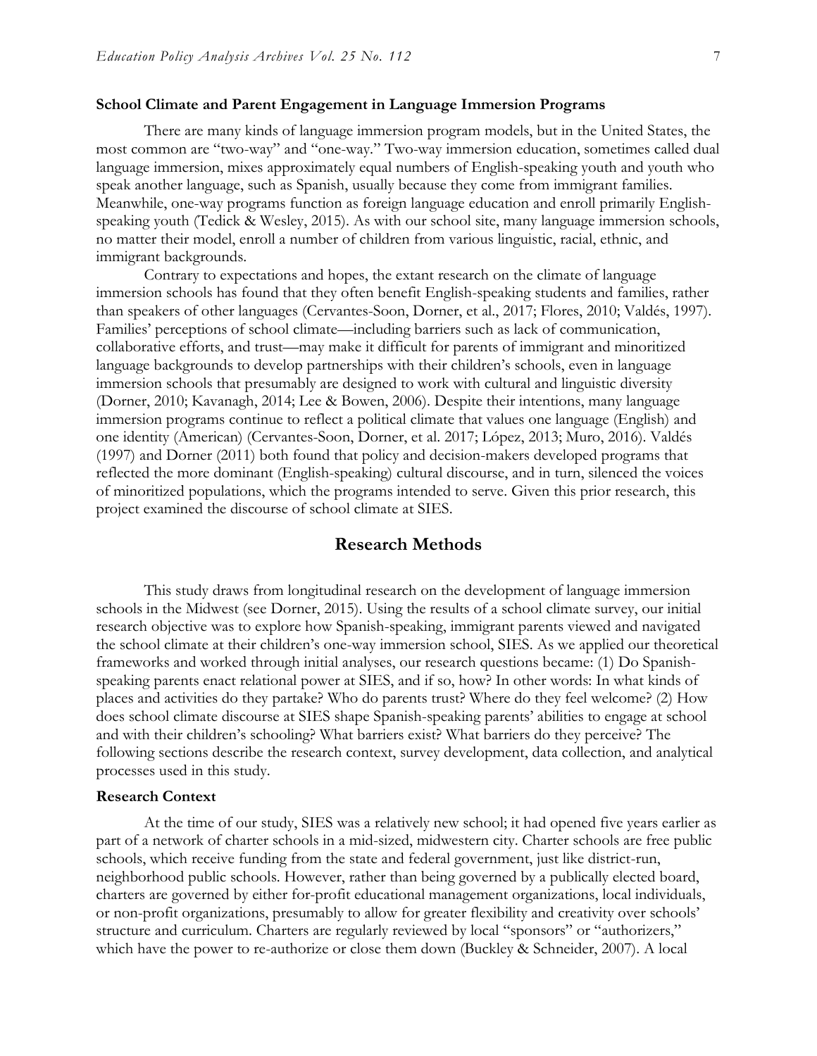### School Climate and Parent Engagement in Language Immersion Programs

There are many kinds of language immersion program models, but in the United States, the most common are "two-way" and "one-way." Two-way immersion education, sometimes called dual language immersion, mixes approximately equal numbers of English-speaking youth and youth who speak another language, such as Spanish, usually because they come from immigrant families. Meanwhile, one-way programs function as foreign language education and enroll primarily English-speaking youth (Tedick & Wesley, 2015). As with our school site, many language immersion schools, no matter their model, enroll a number of children from various linguistic, racial, ethnic, and immigrant backgrounds.

Contrary to expectations and hopes, the extant research on the climate of language immersion schools has found that they often benefit English-speaking students and families, rather than speakers of other languages (Cervantes-Soon, Dorner, et al., 2017; Flores, 2010; Valdés, 1997). Families' perceptions of school climate—including barriers such as lack of communication, collaborative efforts, and trust—may make it difficult for parents of immigrant and minoritized language backgrounds to develop partnerships with their children's schools, even in language immersion schools that presumably are designed to work with cultural and linguistic diversity (Dorner, 2010; Kavanagh, 2014; Lee & Bowen, 2006). Despite their intentions, many language immersion programs continue to reflect a political climate that values one language (English) and one identity (American) (Cervantes-Soon, Dorner, et al. 2017; López, 2013; Muro, 2016). Valdés (1997) and Dorner (2011) both found that policy and decision-makers developed programs that reflected the more dominant (English-speaking) cultural discourse, and in turn, silenced the voices of minoritized populations, which the programs intended to serve. Given this prior research, this project examined the discourse of school climate at SIES.

## Research Methods

This study draws from longitudinal research on the development of language immersion schools in the Midwest (see Dorner, 2015). Using the results of a school climate survey, our initial research objective was to explore how Spanish-speaking, immigrant parents viewed and navigated the school climate at their children's one-way immersion school, SIES. As we applied our theoretical frameworks and worked through initial analyses, our research questions became: (1) Do Spanish-speaking parents enact relational power at SIES, and if so, how? In other words: In what kinds of places and activities do they partake? Who do parents trust? Where do they feel welcome? (2) How does school climate discourse at SIES shape Spanish-speaking parents' abilities to engage at school and with their children's schooling? What barriers exist? What barriers do they perceive? The following sections describe the research context, survey development, data collection, and analytical processes used in this study.

### Research Context

At the time of our study, SIES was a relatively new school; it had opened five years earlier as part of a network of charter schools in a mid-sized, midwestern city. Charter schools are free public schools, which receive funding from the state and federal government, just like district-run, neighborhood public schools. However, rather than being governed by a publically elected board, charters are governed by either for-profit educational management organizations, local individuals, or non-profit organizations, presumably to allow for greater flexibility and creativity over schools' structure and curriculum. Charters are regularly reviewed by local "sponsors" or "authorizers," which have the power to re-authorize or close them down (Buckley & Schneider, 2007). A local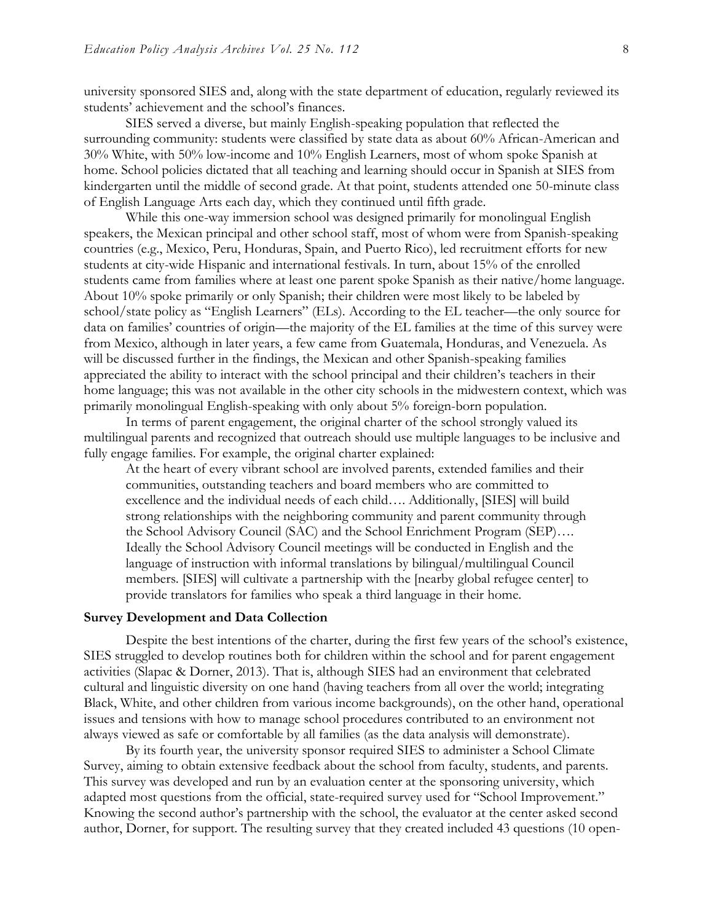university sponsored SIES and, along with the state department of education, regularly reviewed its students' achievement and the school's finances.

SIES served a diverse, but mainly English-speaking population that reflected the surrounding community: students were classified by state data as about 60% African-American and 30% White, with 50% low-income and 10% English Learners, most of whom spoke Spanish at home. School policies dictated that all teaching and learning should occur in Spanish at SIES from kindergarten until the middle of second grade. At that point, students attended one 50-minute class of English Language Arts each day, which they continued until fifth grade.

While this one-way immersion school was designed primarily for monolingual English speakers, the Mexican principal and other school staff, most of whom were from Spanish-speaking countries (e.g., Mexico, Peru, Honduras, Spain, and Puerto Rico), led recruitment efforts for new students at city-wide Hispanic and international festivals. In turn, about 15% of the enrolled students came from families where at least one parent spoke Spanish as their native/home language. About 10% spoke primarily or only Spanish; their children were most likely to be labeled by school/state policy as "English Learners" (ELs). According to the EL teacher—the only source for data on families' countries of origin—the majority of the EL families at the time of this survey were from Mexico, although in later years, a few came from Guatemala, Honduras, and Venezuela. As will be discussed further in the findings, the Mexican and other Spanish-speaking families appreciated the ability to interact with the school principal and their children's teachers in their home language; this was not available in the other city schools in the midwestern context, which was primarily monolingual English-speaking with only about 5% foreign-born population.

In terms of parent engagement, the original charter of the school strongly valued its multilingual parents and recognized that outreach should use multiple languages to be inclusive and fully engage families. For example, the original charter explained:

> At the heart of every vibrant school are involved parents, extended families and their communities, outstanding teachers and board members who are committed to excellence and the individual needs of each child…. Additionally, [SIES] will build strong relationships with the neighboring community and parent community through the School Advisory Council (SAC) and the School Enrichment Program (SEP)…. Ideally the School Advisory Council meetings will be conducted in English and the language of instruction with informal translations by bilingual/multilingual Council members. [SIES] will cultivate a partnership with the [nearby global refugee center] to provide translators for families who speak a third language in their home.

### Survey Development and Data Collection

Despite the best intentions of the charter, during the first few years of the school's existence, SIES struggled to develop routines both for children within the school and for parent engagement activities (Slapac & Dorner, 2013). That is, although SIES had an environment that celebrated cultural and linguistic diversity on one hand (having teachers from all over the world; integrating Black, White, and other children from various income backgrounds), on the other hand, operational issues and tensions with how to manage school procedures contributed to an environment not always viewed as safe or comfortable by all families (as the data analysis will demonstrate).

By its fourth year, the university sponsor required SIES to administer a School Climate Survey, aiming to obtain extensive feedback about the school from faculty, students, and parents. This survey was developed and run by an evaluation center at the sponsoring university, which adapted most questions from the official, state-required survey used for "School Improvement." Knowing the second author's partnership with the school, the evaluator at the center asked second author, Dorner, for support. The resulting survey that they created included 43 questions (10 open-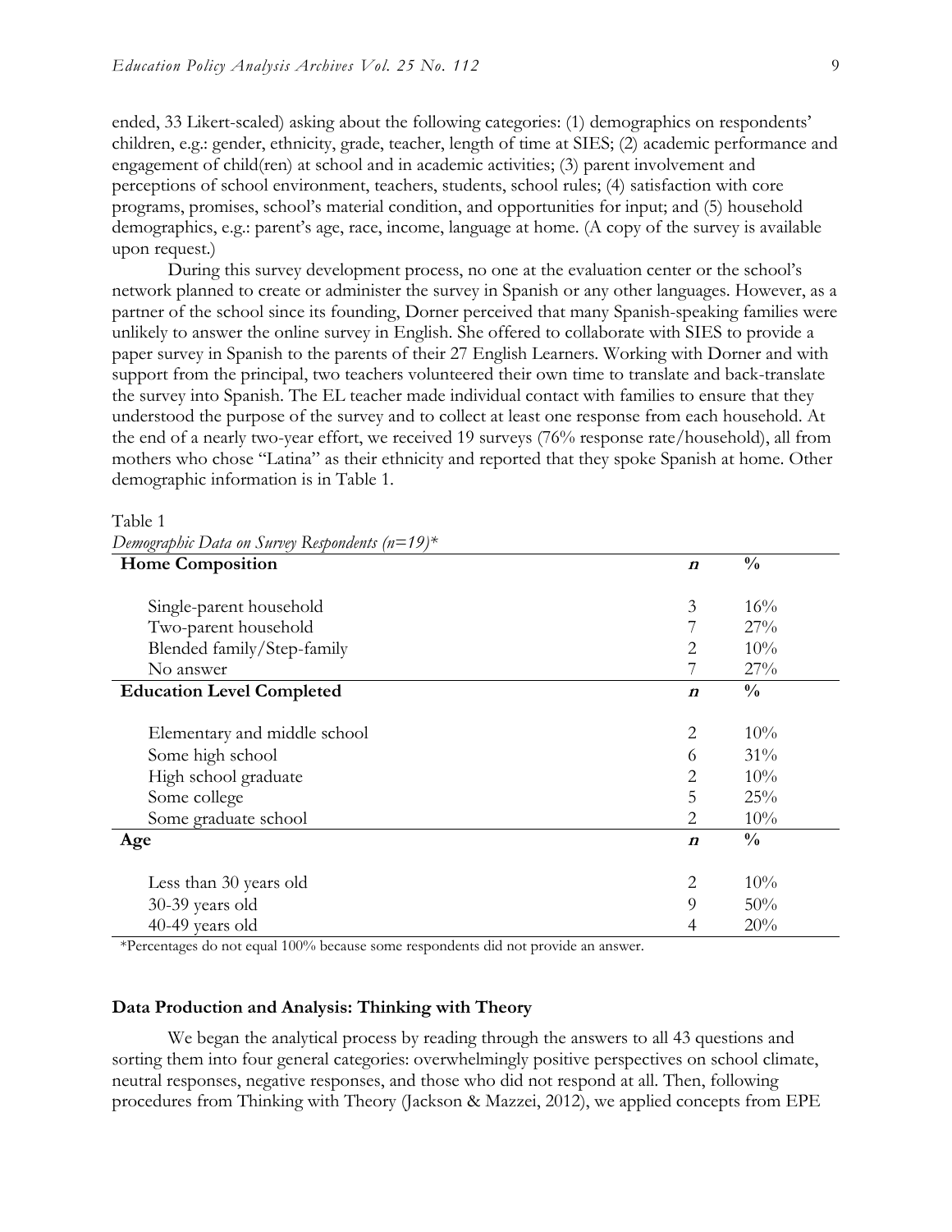ended, 33 Likert-scaled) asking about the following categories: (1) demographics on respondents' children, e.g.: gender, ethnicity, grade, teacher, length of time at SIES; (2) academic performance and engagement of child(ren) at school and in academic activities; (3) parent involvement and perceptions of school environment, teachers, students, school rules; (4) satisfaction with core programs, promises, school's material condition, and opportunities for input; and (5) household demographics, e.g.: parent's age, race, income, language at home. (A copy of the survey is available upon request.)

During this survey development process, no one at the evaluation center or the school's network planned to create or administer the survey in Spanish or any other languages. However, as a partner of the school since its founding, Dorner perceived that many Spanish-speaking families were unlikely to answer the online survey in English. She offered to collaborate with SIES to provide a paper survey in Spanish to the parents of their 27 English Learners. Working with Dorner and with support from the principal, two teachers volunteered their own time to translate and back-translate the survey into Spanish. The EL teacher made individual contact with families to ensure that they understood the purpose of the survey and to collect at least one response from each household. At the end of a nearly two-year effort, we received 19 surveys (76% response rate/household), all from mothers who chose "Latina" as their ethnicity and reported that they spoke Spanish at home. Other demographic information is in Table 1.

Table 1
*Demographic Data on Survey Respondents (n=19)**

| **Home Composition** | ***n*** | **%** |
|---|---|---|
| Single-parent household | 3 | 16% |
| Two-parent household | 7 | 27% |
| Blended family/Step-family | 2 | 10% |
| No answer | 7 | 27% |
| **Education Level Completed** | ***n*** | **%** |
| Elementary and middle school | 2 | 10% |
| Some high school | 6 | 31% |
| High school graduate | 2 | 10% |
| Some college | 5 | 25% |
| Some graduate school | 2 | 10% |
| **Age** | ***n*** | **%** |
| Less than 30 years old | 2 | 10% |
| 30-39 years old | 9 | 50% |
| 40-49 years old | 4 | 20% |

*Percentages do not equal 100% because some respondents did not provide an answer.

### Data Production and Analysis: Thinking with Theory

We began the analytical process by reading through the answers to all 43 questions and sorting them into four general categories: overwhelmingly positive perspectives on school climate, neutral responses, negative responses, and those who did not respond at all. Then, following procedures from Thinking with Theory (Jackson & Mazzei, 2012), we applied concepts from EPE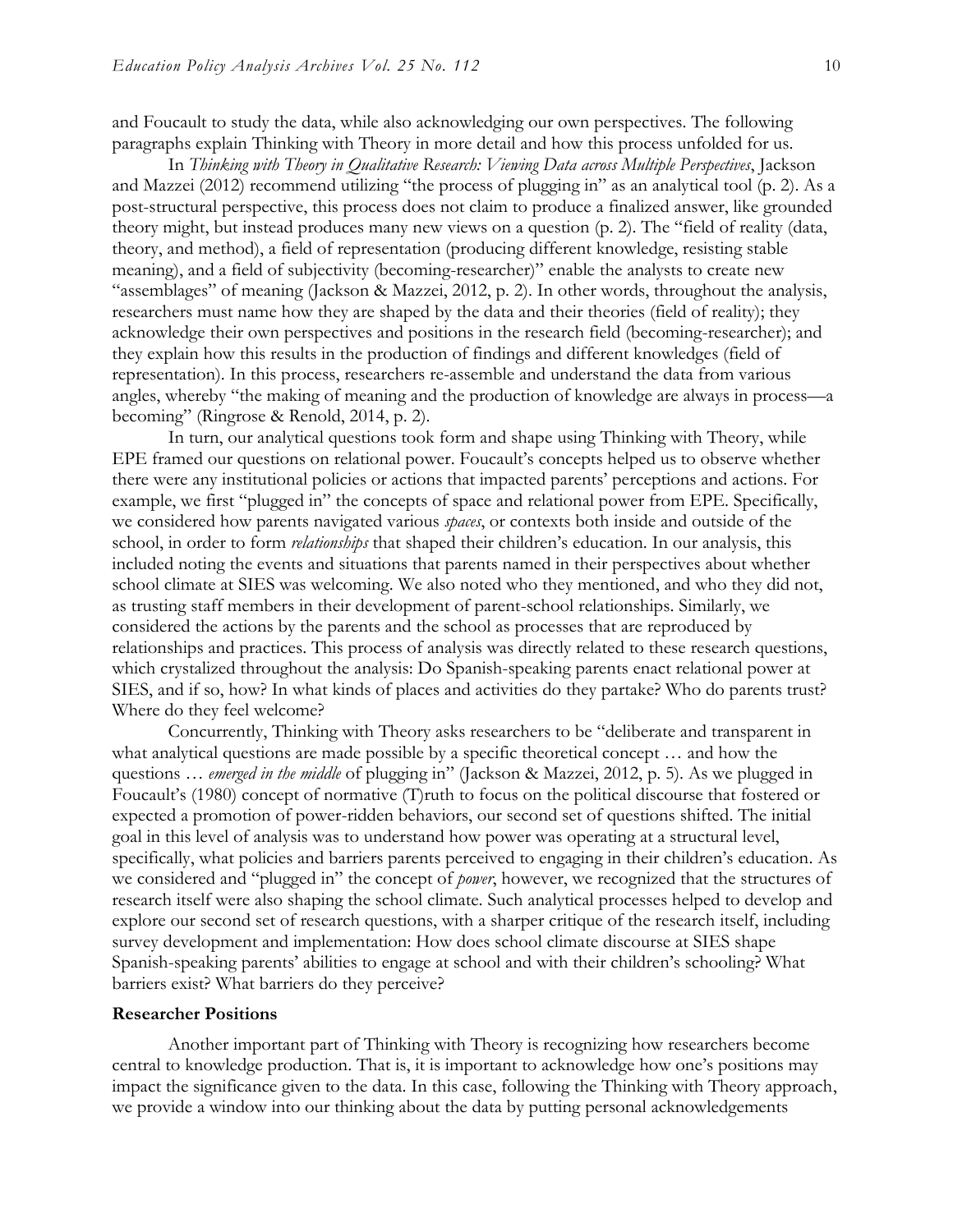and Foucault to study the data, while also acknowledging our own perspectives. The following paragraphs explain Thinking with Theory in more detail and how this process unfolded for us.

In *Thinking with Theory in Qualitative Research: Viewing Data across Multiple Perspectives*, Jackson and Mazzei (2012) recommend utilizing "the process of plugging in" as an analytical tool (p. 2). As a post-structural perspective, this process does not claim to produce a finalized answer, like grounded theory might, but instead produces many new views on a question (p. 2). The "field of reality (data, theory, and method), a field of representation (producing different knowledge, resisting stable meaning), and a field of subjectivity (becoming-researcher)" enable the analysts to create new "assemblages" of meaning (Jackson & Mazzei, 2012, p. 2). In other words, throughout the analysis, researchers must name how they are shaped by the data and their theories (field of reality); they acknowledge their own perspectives and positions in the research field (becoming-researcher); and they explain how this results in the production of findings and different knowledges (field of representation). In this process, researchers re-assemble and understand the data from various angles, whereby "the making of meaning and the production of knowledge are always in process—a becoming" (Ringrose & Renold, 2014, p. 2).

In turn, our analytical questions took form and shape using Thinking with Theory, while EPE framed our questions on relational power. Foucault's concepts helped us to observe whether there were any institutional policies or actions that impacted parents' perceptions and actions. For example, we first "plugged in" the concepts of space and relational power from EPE. Specifically, we considered how parents navigated various *spaces*, or contexts both inside and outside of the school, in order to form *relationships* that shaped their children's education. In our analysis, this included noting the events and situations that parents named in their perspectives about whether school climate at SIES was welcoming. We also noted who they mentioned, and who they did not, as trusting staff members in their development of parent-school relationships. Similarly, we considered the actions by the parents and the school as processes that are reproduced by relationships and practices. This process of analysis was directly related to these research questions, which crystalized throughout the analysis: Do Spanish-speaking parents enact relational power at SIES, and if so, how? In what kinds of places and activities do they partake? Who do parents trust? Where do they feel welcome?

Concurrently, Thinking with Theory asks researchers to be "deliberate and transparent in what analytical questions are made possible by a specific theoretical concept … and how the questions … *emerged in the middle* of plugging in" (Jackson & Mazzei, 2012, p. 5). As we plugged in Foucault's (1980) concept of normative (T)ruth to focus on the political discourse that fostered or expected a promotion of power-ridden behaviors, our second set of questions shifted. The initial goal in this level of analysis was to understand how power was operating at a structural level, specifically, what policies and barriers parents perceived to engaging in their children's education. As we considered and "plugged in" the concept of *power*, however, we recognized that the structures of research itself were also shaping the school climate. Such analytical processes helped to develop and explore our second set of research questions, with a sharper critique of the research itself, including survey development and implementation: How does school climate discourse at SIES shape Spanish-speaking parents' abilities to engage at school and with their children's schooling? What barriers exist? What barriers do they perceive?

**Researcher Positions**

Another important part of Thinking with Theory is recognizing how researchers become central to knowledge production. That is, it is important to acknowledge how one's positions may impact the significance given to the data. In this case, following the Thinking with Theory approach, we provide a window into our thinking about the data by putting personal acknowledgements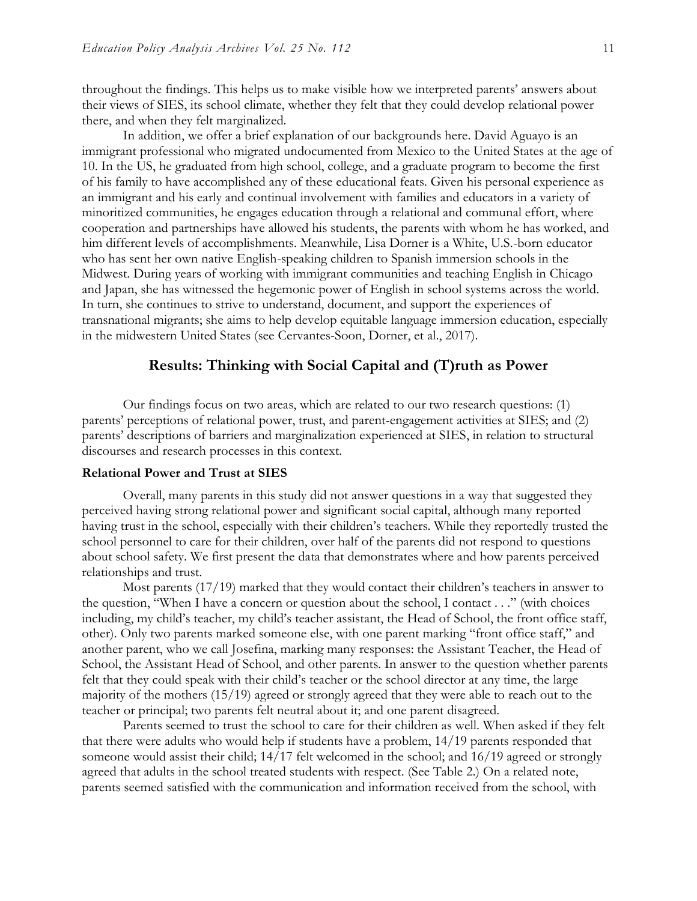throughout the findings. This helps us to make visible how we interpreted parents' answers about their views of SIES, its school climate, whether they felt that they could develop relational power there, and when they felt marginalized.

In addition, we offer a brief explanation of our backgrounds here. David Aguayo is an immigrant professional who migrated undocumented from Mexico to the United States at the age of 10. In the US, he graduated from high school, college, and a graduate program to become the first of his family to have accomplished any of these educational feats. Given his personal experience as an immigrant and his early and continual involvement with families and educators in a variety of minoritized communities, he engages education through a relational and communal effort, where cooperation and partnerships have allowed his students, the parents with whom he has worked, and him different levels of accomplishments. Meanwhile, Lisa Dorner is a White, U.S.-born educator who has sent her own native English-speaking children to Spanish immersion schools in the Midwest. During years of working with immigrant communities and teaching English in Chicago and Japan, she has witnessed the hegemonic power of English in school systems across the world. In turn, she continues to strive to understand, document, and support the experiences of transnational migrants; she aims to help develop equitable language immersion education, especially in the midwestern United States (see Cervantes-Soon, Dorner, et al., 2017).

## Results: Thinking with Social Capital and (T)ruth as Power

Our findings focus on two areas, which are related to our two research questions: (1) parents' perceptions of relational power, trust, and parent-engagement activities at SIES; and (2) parents' descriptions of barriers and marginalization experienced at SIES, in relation to structural discourses and research processes in this context.

### Relational Power and Trust at SIES

Overall, many parents in this study did not answer questions in a way that suggested they perceived having strong relational power and significant social capital, although many reported having trust in the school, especially with their children's teachers. While they reportedly trusted the school personnel to care for their children, over half of the parents did not respond to questions about school safety. We first present the data that demonstrates where and how parents perceived relationships and trust.

Most parents (17/19) marked that they would contact their children's teachers in answer to the question, "When I have a concern or question about the school, I contact . . ." (with choices including, my child's teacher, my child's teacher assistant, the Head of School, the front office staff, other). Only two parents marked someone else, with one parent marking "front office staff," and another parent, who we call Josefina, marking many responses: the Assistant Teacher, the Head of School, the Assistant Head of School, and other parents. In answer to the question whether parents felt that they could speak with their child's teacher or the school director at any time, the large majority of the mothers (15/19) agreed or strongly agreed that they were able to reach out to the teacher or principal; two parents felt neutral about it; and one parent disagreed.

Parents seemed to trust the school to care for their children as well. When asked if they felt that there were adults who would help if students have a problem, 14/19 parents responded that someone would assist their child; 14/17 felt welcomed in the school; and 16/19 agreed or strongly agreed that adults in the school treated students with respect. (See Table 2.) On a related note, parents seemed satisfied with the communication and information received from the school, with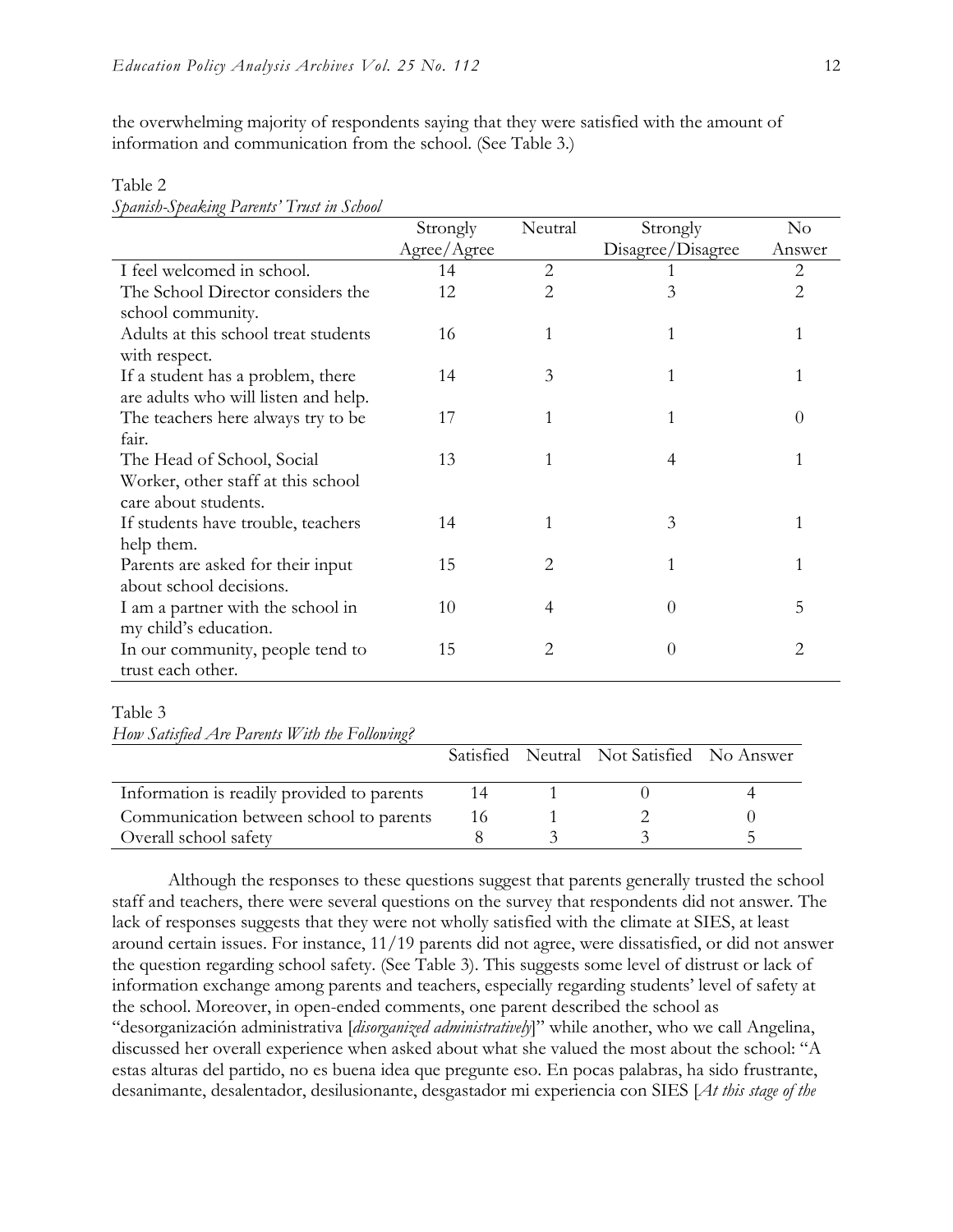the overwhelming majority of respondents saying that they were satisfied with the amount of information and communication from the school. (See Table 3.)

Table 2
*Spanish-Speaking Parents' Trust in School*

| | Strongly Agree/Agree | Neutral | Strongly Disagree/Disagree | No Answer |
|---|---|---|---|---|
| I feel welcomed in school. | 14 | 2 | 1 | 2 |
| The School Director considers the school community. | 12 | 2 | 3 | 2 |
| Adults at this school treat students with respect. | 16 | 1 | 1 | 1 |
| If a student has a problem, there are adults who will listen and help. | 14 | 3 | 1 | 1 |
| The teachers here always try to be fair. | 17 | 1 | 1 | 0 |
| The Head of School, Social Worker, other staff at this school care about students. | 13 | 1 | 4 | 1 |
| If students have trouble, teachers help them. | 14 | 1 | 3 | 1 |
| Parents are asked for their input about school decisions. | 15 | 2 | 1 | 1 |
| I am a partner with the school in my child's education. | 10 | 4 | 0 | 5 |
| In our community, people tend to trust each other. | 15 | 2 | 0 | 2 |

Table 3
*How Satisfied Are Parents With the Following?*

| | Satisfied | Neutral | Not Satisfied | No Answer |
|---|---|---|---|---|
| Information is readily provided to parents | 14 | 1 | 0 | 4 |
| Communication between school to parents | 16 | 1 | 2 | 0 |
| Overall school safety | 8 | 3 | 3 | 5 |

Although the responses to these questions suggest that parents generally trusted the school staff and teachers, there were several questions on the survey that respondents did not answer. The lack of responses suggests that they were not wholly satisfied with the climate at SIES, at least around certain issues. For instance, 11/19 parents did not agree, were dissatisfied, or did not answer the question regarding school safety. (See Table 3). This suggests some level of distrust or lack of information exchange among parents and teachers, especially regarding students' level of safety at the school. Moreover, in open-ended comments, one parent described the school as "desorganización administrativa [*disorganized administratively*]" while another, who we call Angelina, discussed her overall experience when asked about what she valued the most about the school: "A estas alturas del partido, no es buena idea que pregunte eso. En pocas palabras, ha sido frustrante, desanimante, desalentador, desilusionante, desgastador mi experiencia con SIES [*At this stage of the*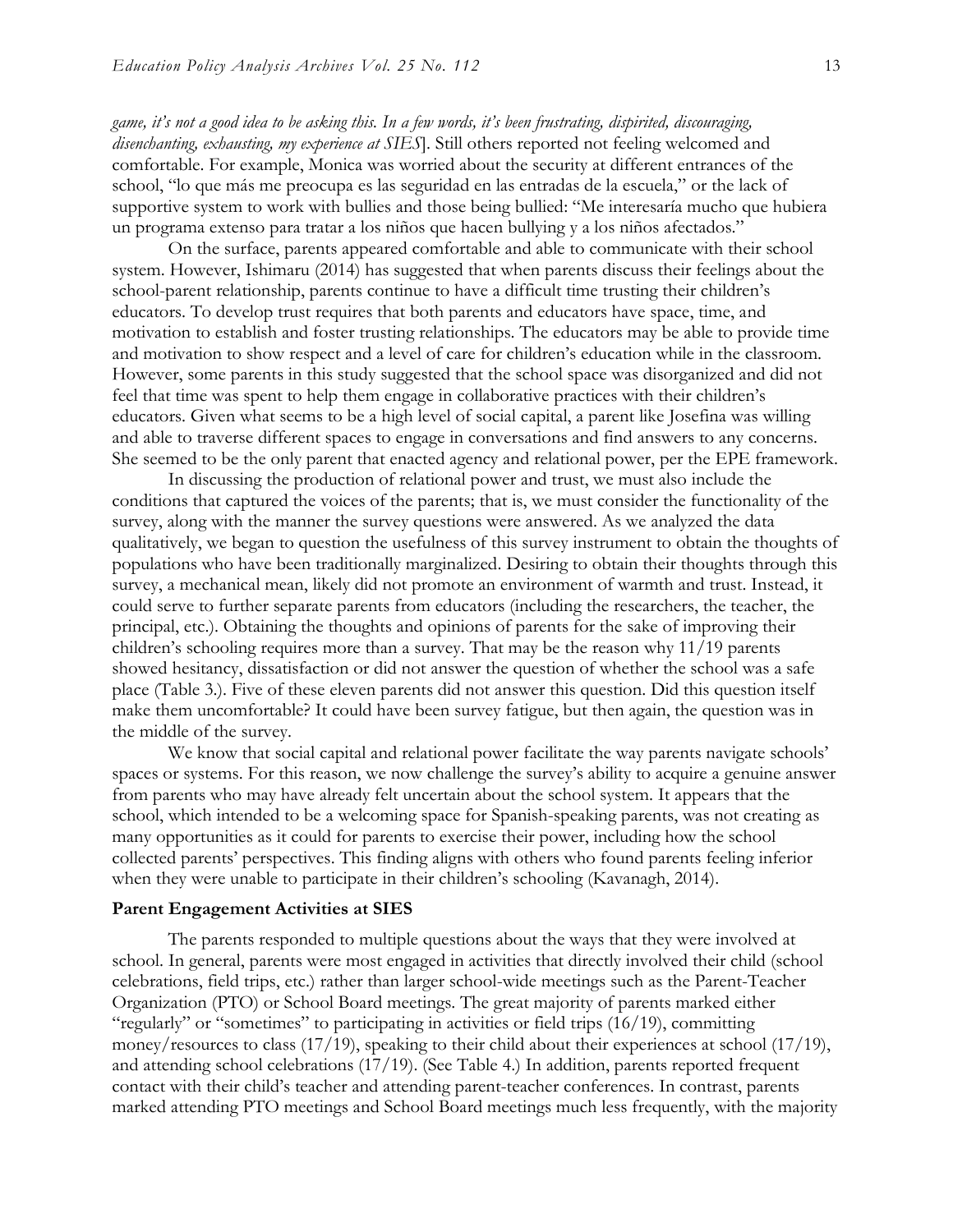*game, it's not a good idea to be asking this. In a few words, it's been frustrating, dispirited, discouraging, disenchanting, exhausting, my experience at SIES*]. Still others reported not feeling welcomed and comfortable. For example, Monica was worried about the security at different entrances of the school, "lo que más me preocupa es las seguridad en las entradas de la escuela," or the lack of supportive system to work with bullies and those being bullied: "Me interesaría mucho que hubiera un programa extenso para tratar a los niños que hacen bullying y a los niños afectados."

On the surface, parents appeared comfortable and able to communicate with their school system. However, Ishimaru (2014) has suggested that when parents discuss their feelings about the school-parent relationship, parents continue to have a difficult time trusting their children's educators. To develop trust requires that both parents and educators have space, time, and motivation to establish and foster trusting relationships. The educators may be able to provide time and motivation to show respect and a level of care for children's education while in the classroom. However, some parents in this study suggested that the school space was disorganized and did not feel that time was spent to help them engage in collaborative practices with their children's educators. Given what seems to be a high level of social capital, a parent like Josefina was willing and able to traverse different spaces to engage in conversations and find answers to any concerns. She seemed to be the only parent that enacted agency and relational power, per the EPE framework.

In discussing the production of relational power and trust, we must also include the conditions that captured the voices of the parents; that is, we must consider the functionality of the survey, along with the manner the survey questions were answered. As we analyzed the data qualitatively, we began to question the usefulness of this survey instrument to obtain the thoughts of populations who have been traditionally marginalized. Desiring to obtain their thoughts through this survey, a mechanical mean, likely did not promote an environment of warmth and trust. Instead, it could serve to further separate parents from educators (including the researchers, the teacher, the principal, etc.). Obtaining the thoughts and opinions of parents for the sake of improving their children's schooling requires more than a survey. That may be the reason why 11/19 parents showed hesitancy, dissatisfaction or did not answer the question of whether the school was a safe place (Table 3.). Five of these eleven parents did not answer this question. Did this question itself make them uncomfortable? It could have been survey fatigue, but then again, the question was in the middle of the survey.

We know that social capital and relational power facilitate the way parents navigate schools' spaces or systems. For this reason, we now challenge the survey's ability to acquire a genuine answer from parents who may have already felt uncertain about the school system. It appears that the school, which intended to be a welcoming space for Spanish-speaking parents, was not creating as many opportunities as it could for parents to exercise their power, including how the school collected parents' perspectives. This finding aligns with others who found parents feeling inferior when they were unable to participate in their children's schooling (Kavanagh, 2014).

### Parent Engagement Activities at SIES

The parents responded to multiple questions about the ways that they were involved at school. In general, parents were most engaged in activities that directly involved their child (school celebrations, field trips, etc.) rather than larger school-wide meetings such as the Parent-Teacher Organization (PTO) or School Board meetings. The great majority of parents marked either "regularly" or "sometimes" to participating in activities or field trips (16/19), committing money/resources to class (17/19), speaking to their child about their experiences at school (17/19), and attending school celebrations (17/19). (See Table 4.) In addition, parents reported frequent contact with their child's teacher and attending parent-teacher conferences. In contrast, parents marked attending PTO meetings and School Board meetings much less frequently, with the majority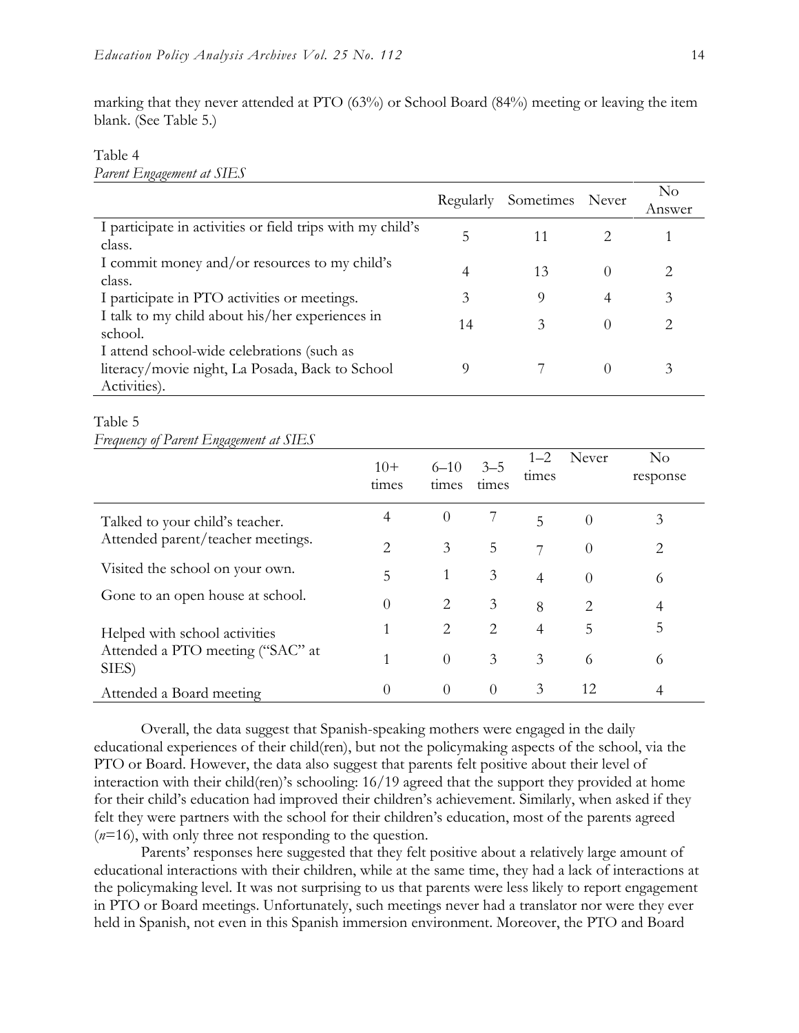marking that they never attended at PTO (63%) or School Board (84%) meeting or leaving the item blank. (See Table 5.)

Table 4
*Parent Engagement at SIES*

| | Regularly | Sometimes | Never | No Answer |
|---|---|---|---|---|
| I participate in activities or field trips with my child's class. | 5 | 11 | 2 | 1 |
| I commit money and/or resources to my child's class. | 4 | 13 | 0 | 2 |
| I participate in PTO activities or meetings. | 3 | 9 | 4 | 3 |
| I talk to my child about his/her experiences in school. | 14 | 3 | 0 | 2 |
| I attend school-wide celebrations (such as literacy/movie night, La Posada, Back to School Activities). | 9 | 7 | 0 | 3 |

Table 5
*Frequency of Parent Engagement at SIES*

| | 10+ times | 6–10 times | 3–5 times | 1–2 times | Never | No response |
|---|---|---|---|---|---|---|
| Talked to your child's teacher. | 4 | 0 | 7 | 5 | 0 | 3 |
| Attended parent/teacher meetings. | 2 | 3 | 5 | 7 | 0 | 2 |
| Visited the school on your own. | 5 | 1 | 3 | 4 | 0 | 6 |
| Gone to an open house at school. | 0 | 2 | 3 | 8 | 2 | 4 |
| Helped with school activities | 1 | 2 | 2 | 4 | 5 | 5 |
| Attended a PTO meeting ("SAC" at SIES) | 1 | 0 | 3 | 3 | 6 | 6 |
| Attended a Board meeting | 0 | 0 | 0 | 3 | 12 | 4 |

Overall, the data suggest that Spanish-speaking mothers were engaged in the daily educational experiences of their child(ren), but not the policymaking aspects of the school, via the PTO or Board. However, the data also suggest that parents felt positive about their level of interaction with their child(ren)'s schooling: 16/19 agreed that the support they provided at home for their child's education had improved their children's achievement. Similarly, when asked if they felt they were partners with the school for their children's education, most of the parents agreed (*n*=16), with only three not responding to the question.

Parents' responses here suggested that they felt positive about a relatively large amount of educational interactions with their children, while at the same time, they had a lack of interactions at the policymaking level. It was not surprising to us that parents were less likely to report engagement in PTO or Board meetings. Unfortunately, such meetings never had a translator nor were they ever held in Spanish, not even in this Spanish immersion environment. Moreover, the PTO and Board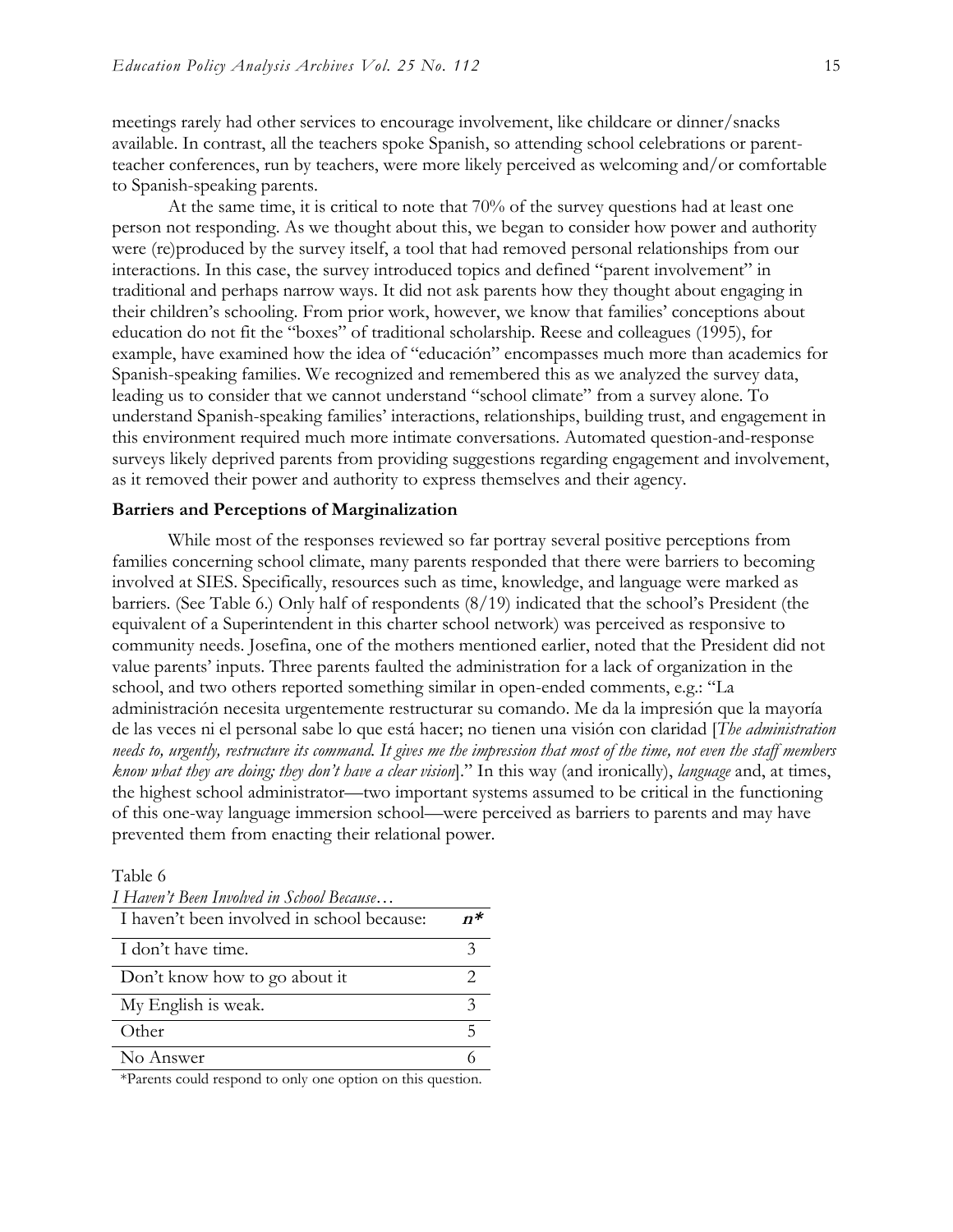meetings rarely had other services to encourage involvement, like childcare or dinner/snacks available. In contrast, all the teachers spoke Spanish, so attending school celebrations or parent-teacher conferences, run by teachers, were more likely perceived as welcoming and/or comfortable to Spanish-speaking parents.

At the same time, it is critical to note that 70% of the survey questions had at least one person not responding. As we thought about this, we began to consider how power and authority were (re)produced by the survey itself, a tool that had removed personal relationships from our interactions. In this case, the survey introduced topics and defined "parent involvement" in traditional and perhaps narrow ways. It did not ask parents how they thought about engaging in their children's schooling. From prior work, however, we know that families' conceptions about education do not fit the "boxes" of traditional scholarship. Reese and colleagues (1995), for example, have examined how the idea of "educación" encompasses much more than academics for Spanish-speaking families. We recognized and remembered this as we analyzed the survey data, leading us to consider that we cannot understand "school climate" from a survey alone. To understand Spanish-speaking families' interactions, relationships, building trust, and engagement in this environment required much more intimate conversations. Automated question-and-response surveys likely deprived parents from providing suggestions regarding engagement and involvement, as it removed their power and authority to express themselves and their agency.

### Barriers and Perceptions of Marginalization

While most of the responses reviewed so far portray several positive perceptions from families concerning school climate, many parents responded that there were barriers to becoming involved at SIES. Specifically, resources such as time, knowledge, and language were marked as barriers. (See Table 6.) Only half of respondents (8/19) indicated that the school's President (the equivalent of a Superintendent in this charter school network) was perceived as responsive to community needs. Josefina, one of the mothers mentioned earlier, noted that the President did not value parents' inputs. Three parents faulted the administration for a lack of organization in the school, and two others reported something similar in open-ended comments, e.g.: "La administración necesita urgentemente restructurar su comando. Me da la impresión que la mayoría de las veces ni el personal sabe lo que está hacer; no tienen una visión con claridad [*The administration needs to, urgently, restructure its command. It gives me the impression that most of the time, not even the staff members know what they are doing; they don't have a clear vision*]." In this way (and ironically), *language* and, at times, the highest school administrator—two important systems assumed to be critical in the functioning of this one-way language immersion school—were perceived as barriers to parents and may have prevented them from enacting their relational power.

Table 6
*I Haven't Been Involved in School Because…*

| I haven't been involved in school because: | ***n\**** |
|---|---|
| I don't have time. | 3 |
| Don't know how to go about it | 2 |
| My English is weak. | 3 |
| Other | 5 |
| No Answer | 6 |

*Parents could respond to only one option on this question.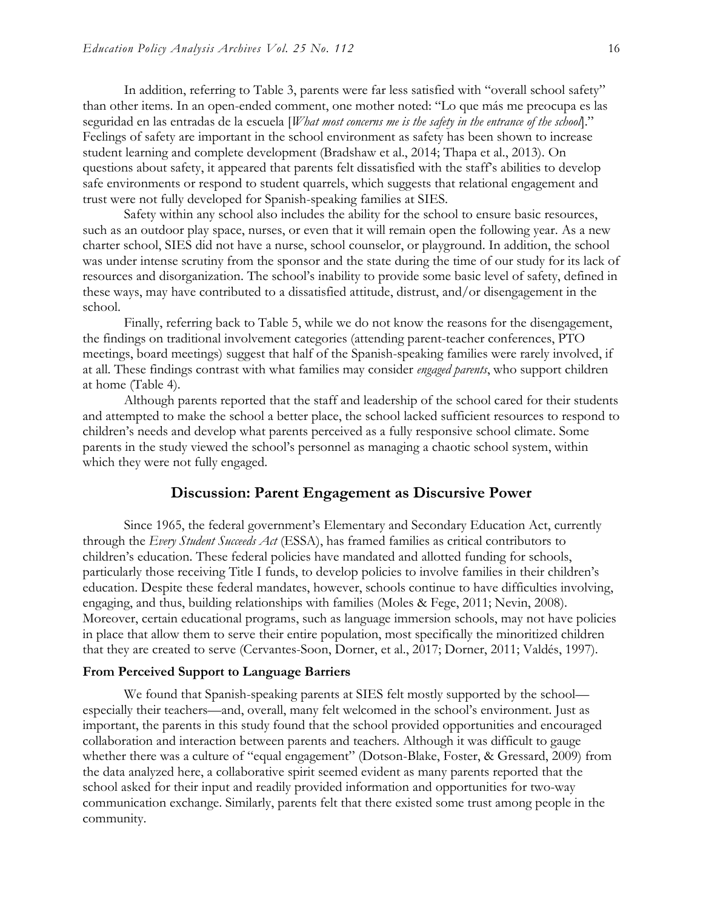In addition, referring to Table 3, parents were far less satisfied with "overall school safety" than other items. In an open-ended comment, one mother noted: "Lo que más me preocupa es las seguridad en las entradas de la escuela [*What most concerns me is the safety in the entrance of the school*]." Feelings of safety are important in the school environment as safety has been shown to increase student learning and complete development (Bradshaw et al., 2014; Thapa et al., 2013). On questions about safety, it appeared that parents felt dissatisfied with the staff's abilities to develop safe environments or respond to student quarrels, which suggests that relational engagement and trust were not fully developed for Spanish-speaking families at SIES.

Safety within any school also includes the ability for the school to ensure basic resources, such as an outdoor play space, nurses, or even that it will remain open the following year. As a new charter school, SIES did not have a nurse, school counselor, or playground. In addition, the school was under intense scrutiny from the sponsor and the state during the time of our study for its lack of resources and disorganization. The school's inability to provide some basic level of safety, defined in these ways, may have contributed to a dissatisfied attitude, distrust, and/or disengagement in the school.

Finally, referring back to Table 5, while we do not know the reasons for the disengagement, the findings on traditional involvement categories (attending parent-teacher conferences, PTO meetings, board meetings) suggest that half of the Spanish-speaking families were rarely involved, if at all. These findings contrast with what families may consider *engaged parents*, who support children at home (Table 4).

Although parents reported that the staff and leadership of the school cared for their students and attempted to make the school a better place, the school lacked sufficient resources to respond to children's needs and develop what parents perceived as a fully responsive school climate. Some parents in the study viewed the school's personnel as managing a chaotic school system, within which they were not fully engaged.

## Discussion: Parent Engagement as Discursive Power

Since 1965, the federal government's Elementary and Secondary Education Act, currently through the *Every Student Succeeds Act* (ESSA), has framed families as critical contributors to children's education. These federal policies have mandated and allotted funding for schools, particularly those receiving Title I funds, to develop policies to involve families in their children's education. Despite these federal mandates, however, schools continue to have difficulties involving, engaging, and thus, building relationships with families (Moles & Fege, 2011; Nevin, 2008). Moreover, certain educational programs, such as language immersion schools, may not have policies in place that allow them to serve their entire population, most specifically the minoritized children that they are created to serve (Cervantes-Soon, Dorner, et al., 2017; Dorner, 2011; Valdés, 1997).

### From Perceived Support to Language Barriers

We found that Spanish-speaking parents at SIES felt mostly supported by the school—especially their teachers—and, overall, many felt welcomed in the school's environment. Just as important, the parents in this study found that the school provided opportunities and encouraged collaboration and interaction between parents and teachers. Although it was difficult to gauge whether there was a culture of "equal engagement" (Dotson-Blake, Foster, & Gressard, 2009) from the data analyzed here, a collaborative spirit seemed evident as many parents reported that the school asked for their input and readily provided information and opportunities for two-way communication exchange. Similarly, parents felt that there existed some trust among people in the community.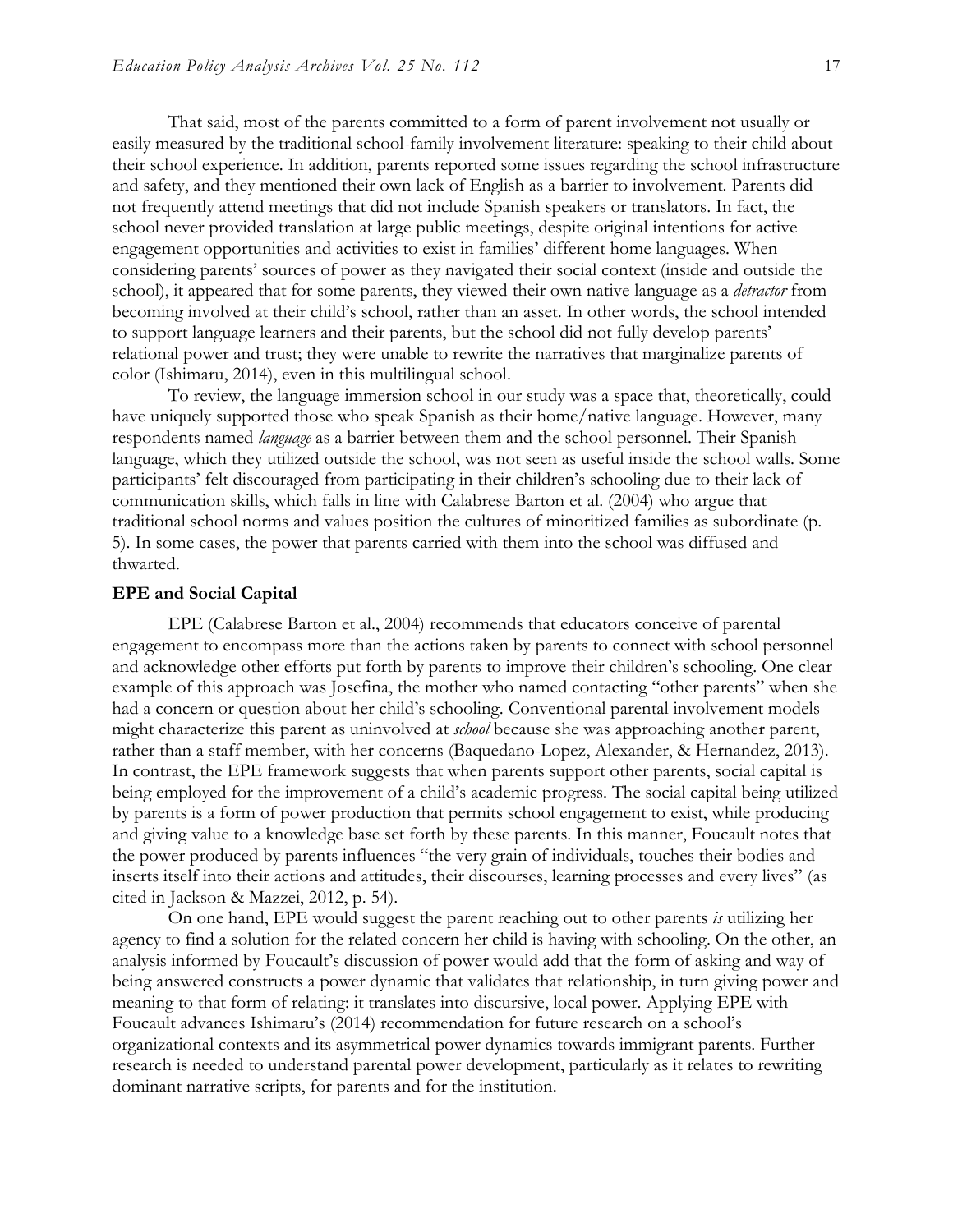That said, most of the parents committed to a form of parent involvement not usually or easily measured by the traditional school-family involvement literature: speaking to their child about their school experience. In addition, parents reported some issues regarding the school infrastructure and safety, and they mentioned their own lack of English as a barrier to involvement. Parents did not frequently attend meetings that did not include Spanish speakers or translators. In fact, the school never provided translation at large public meetings, despite original intentions for active engagement opportunities and activities to exist in families' different home languages. When considering parents' sources of power as they navigated their social context (inside and outside the school), it appeared that for some parents, they viewed their own native language as a *detractor* from becoming involved at their child's school, rather than an asset. In other words, the school intended to support language learners and their parents, but the school did not fully develop parents' relational power and trust; they were unable to rewrite the narratives that marginalize parents of color (Ishimaru, 2014), even in this multilingual school.

To review, the language immersion school in our study was a space that, theoretically, could have uniquely supported those who speak Spanish as their home/native language. However, many respondents named *language* as a barrier between them and the school personnel. Their Spanish language, which they utilized outside the school, was not seen as useful inside the school walls. Some participants' felt discouraged from participating in their children's schooling due to their lack of communication skills, which falls in line with Calabrese Barton et al. (2004) who argue that traditional school norms and values position the cultures of minoritized families as subordinate (p. 5). In some cases, the power that parents carried with them into the school was diffused and thwarted.

## EPE and Social Capital

EPE (Calabrese Barton et al., 2004) recommends that educators conceive of parental engagement to encompass more than the actions taken by parents to connect with school personnel and acknowledge other efforts put forth by parents to improve their children's schooling. One clear example of this approach was Josefina, the mother who named contacting "other parents" when she had a concern or question about her child's schooling. Conventional parental involvement models might characterize this parent as uninvolved at *school* because she was approaching another parent, rather than a staff member, with her concerns (Baquedano-Lopez, Alexander, & Hernandez, 2013). In contrast, the EPE framework suggests that when parents support other parents, social capital is being employed for the improvement of a child's academic progress. The social capital being utilized by parents is a form of power production that permits school engagement to exist, while producing and giving value to a knowledge base set forth by these parents. In this manner, Foucault notes that the power produced by parents influences "the very grain of individuals, touches their bodies and inserts itself into their actions and attitudes, their discourses, learning processes and every lives" (as cited in Jackson & Mazzei, 2012, p. 54).

On one hand, EPE would suggest the parent reaching out to other parents *is* utilizing her agency to find a solution for the related concern her child is having with schooling. On the other, an analysis informed by Foucault's discussion of power would add that the form of asking and way of being answered constructs a power dynamic that validates that relationship, in turn giving power and meaning to that form of relating: it translates into discursive, local power. Applying EPE with Foucault advances Ishimaru's (2014) recommendation for future research on a school's organizational contexts and its asymmetrical power dynamics towards immigrant parents. Further research is needed to understand parental power development, particularly as it relates to rewriting dominant narrative scripts, for parents and for the institution.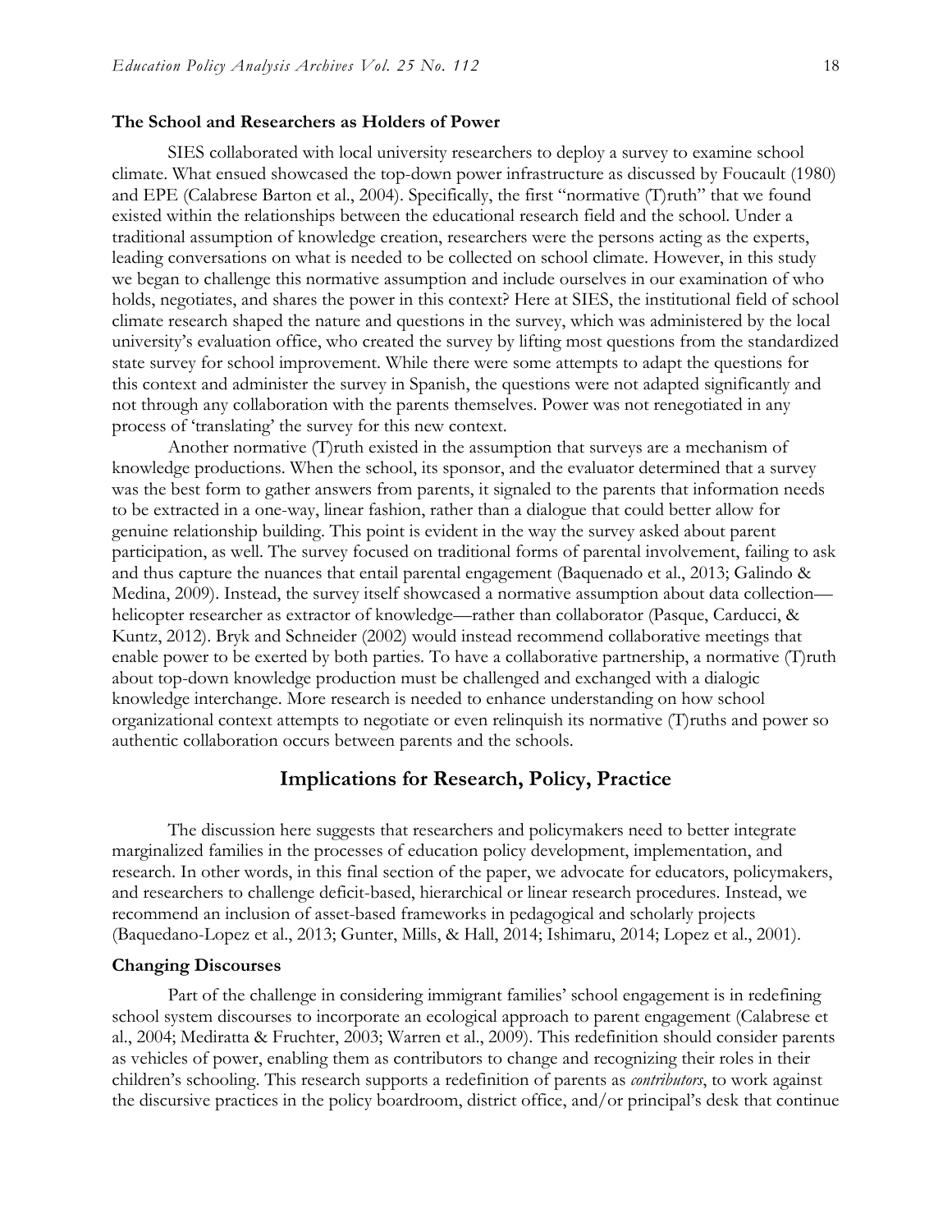### The School and Researchers as Holders of Power

SIES collaborated with local university researchers to deploy a survey to examine school climate. What ensued showcased the top-down power infrastructure as discussed by Foucault (1980) and EPE (Calabrese Barton et al., 2004). Specifically, the first "normative (T)ruth" that we found existed within the relationships between the educational research field and the school. Under a traditional assumption of knowledge creation, researchers were the persons acting as the experts, leading conversations on what is needed to be collected on school climate. However, in this study we began to challenge this normative assumption and include ourselves in our examination of who holds, negotiates, and shares the power in this context? Here at SIES, the institutional field of school climate research shaped the nature and questions in the survey, which was administered by the local university's evaluation office, who created the survey by lifting most questions from the standardized state survey for school improvement. While there were some attempts to adapt the questions for this context and administer the survey in Spanish, the questions were not adapted significantly and not through any collaboration with the parents themselves. Power was not renegotiated in any process of 'translating' the survey for this new context.

Another normative (T)ruth existed in the assumption that surveys are a mechanism of knowledge productions. When the school, its sponsor, and the evaluator determined that a survey was the best form to gather answers from parents, it signaled to the parents that information needs to be extracted in a one-way, linear fashion, rather than a dialogue that could better allow for genuine relationship building. This point is evident in the way the survey asked about parent participation, as well. The survey focused on traditional forms of parental involvement, failing to ask and thus capture the nuances that entail parental engagement (Baquenado et al., 2013; Galindo & Medina, 2009). Instead, the survey itself showcased a normative assumption about data collection—helicopter researcher as extractor of knowledge—rather than collaborator (Pasque, Carducci, & Kuntz, 2012). Bryk and Schneider (2002) would instead recommend collaborative meetings that enable power to be exerted by both parties. To have a collaborative partnership, a normative (T)ruth about top-down knowledge production must be challenged and exchanged with a dialogic knowledge interchange. More research is needed to enhance understanding on how school organizational context attempts to negotiate or even relinquish its normative (T)ruths and power so authentic collaboration occurs between parents and the schools.

## Implications for Research, Policy, Practice

The discussion here suggests that researchers and policymakers need to better integrate marginalized families in the processes of education policy development, implementation, and research. In other words, in this final section of the paper, we advocate for educators, policymakers, and researchers to challenge deficit-based, hierarchical or linear research procedures. Instead, we recommend an inclusion of asset-based frameworks in pedagogical and scholarly projects (Baquedano-Lopez et al., 2013; Gunter, Mills, & Hall, 2014; Ishimaru, 2014; Lopez et al., 2001).

### Changing Discourses

Part of the challenge in considering immigrant families' school engagement is in redefining school system discourses to incorporate an ecological approach to parent engagement (Calabrese et al., 2004; Mediratta & Fruchter, 2003; Warren et al., 2009). This redefinition should consider parents as vehicles of power, enabling them as contributors to change and recognizing their roles in their children's schooling. This research supports a redefinition of parents as *contributors*, to work against the discursive practices in the policy boardroom, district office, and/or principal's desk that continue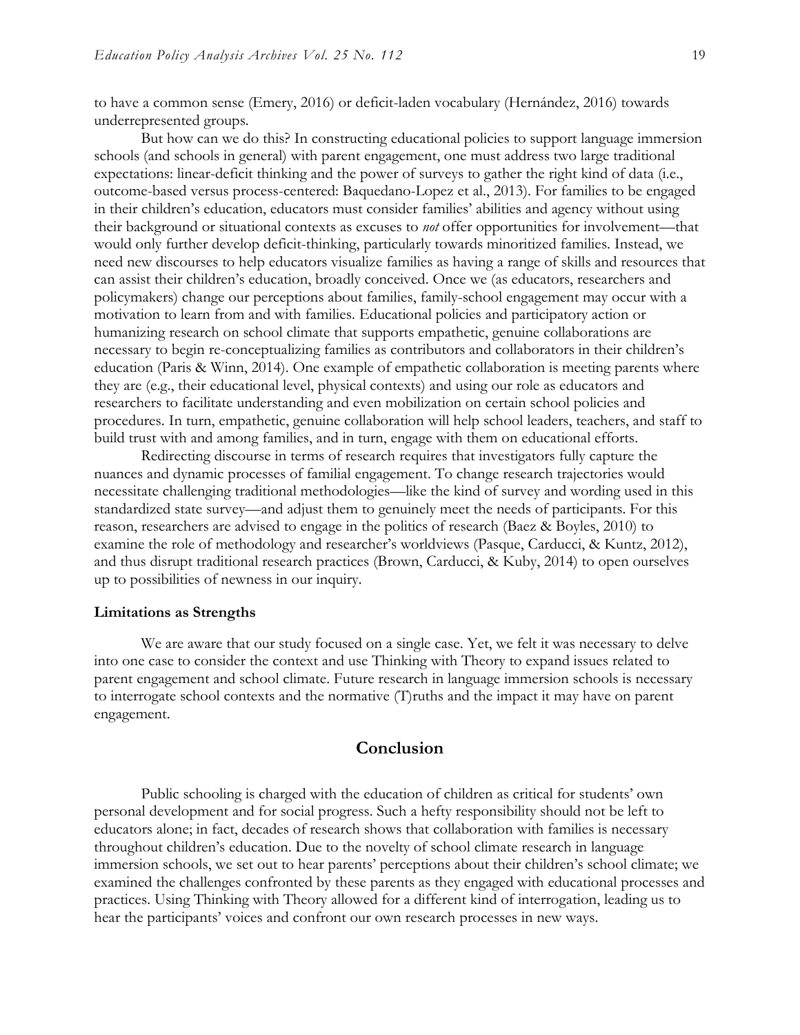to have a common sense (Emery, 2016) or deficit-laden vocabulary (Hernández, 2016) towards underrepresented groups.

But how can we do this? In constructing educational policies to support language immersion schools (and schools in general) with parent engagement, one must address two large traditional expectations: linear-deficit thinking and the power of surveys to gather the right kind of data (i.e., outcome-based versus process-centered: Baquedano-Lopez et al., 2013). For families to be engaged in their children's education, educators must consider families' abilities and agency without using their background or situational contexts as excuses to *not* offer opportunities for involvement—that would only further develop deficit-thinking, particularly towards minoritized families. Instead, we need new discourses to help educators visualize families as having a range of skills and resources that can assist their children's education, broadly conceived. Once we (as educators, researchers and policymakers) change our perceptions about families, family-school engagement may occur with a motivation to learn from and with families. Educational policies and participatory action or humanizing research on school climate that supports empathetic, genuine collaborations are necessary to begin re-conceptualizing families as contributors and collaborators in their children's education (Paris & Winn, 2014). One example of empathetic collaboration is meeting parents where they are (e.g., their educational level, physical contexts) and using our role as educators and researchers to facilitate understanding and even mobilization on certain school policies and procedures. In turn, empathetic, genuine collaboration will help school leaders, teachers, and staff to build trust with and among families, and in turn, engage with them on educational efforts.

Redirecting discourse in terms of research requires that investigators fully capture the nuances and dynamic processes of familial engagement. To change research trajectories would necessitate challenging traditional methodologies—like the kind of survey and wording used in this standardized state survey—and adjust them to genuinely meet the needs of participants. For this reason, researchers are advised to engage in the politics of research (Baez & Boyles, 2010) to examine the role of methodology and researcher's worldviews (Pasque, Carducci, & Kuntz, 2012), and thus disrupt traditional research practices (Brown, Carducci, & Kuby, 2014) to open ourselves up to possibilities of newness in our inquiry.

### Limitations as Strengths

We are aware that our study focused on a single case. Yet, we felt it was necessary to delve into one case to consider the context and use Thinking with Theory to expand issues related to parent engagement and school climate. Future research in language immersion schools is necessary to interrogate school contexts and the normative (T)ruths and the impact it may have on parent engagement.

## Conclusion

Public schooling is charged with the education of children as critical for students' own personal development and for social progress. Such a hefty responsibility should not be left to educators alone; in fact, decades of research shows that collaboration with families is necessary throughout children's education. Due to the novelty of school climate research in language immersion schools, we set out to hear parents' perceptions about their children's school climate; we examined the challenges confronted by these parents as they engaged with educational processes and practices. Using Thinking with Theory allowed for a different kind of interrogation, leading us to hear the participants' voices and confront our own research processes in new ways.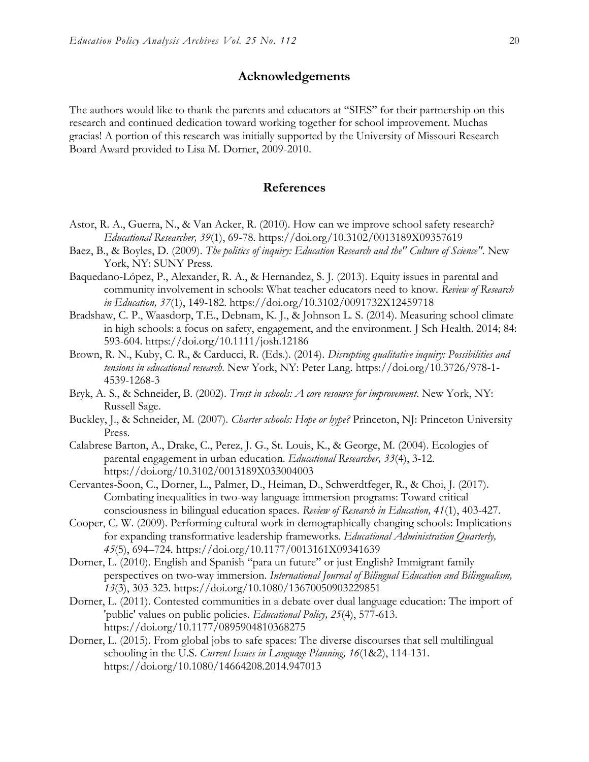## Acknowledgements

The authors would like to thank the parents and educators at "SIES" for their partnership on this research and continued dedication toward working together for school improvement. Muchas gracias! A portion of this research was initially supported by the University of Missouri Research Board Award provided to Lisa M. Dorner, 2009-2010.

## References

Astor, R. A., Guerra, N., & Van Acker, R. (2010). How can we improve school safety research? *Educational Researcher, 39*(1), 69-78. https://doi.org/10.3102/0013189X09357619

Baez, B., & Boyles, D. (2009). *The politics of inquiry: Education Research and the" Culture of Science"*. New York, NY: SUNY Press.

Baquedano-López, P., Alexander, R. A., & Hernandez, S. J. (2013). Equity issues in parental and community involvement in schools: What teacher educators need to know. *Review of Research in Education, 37*(1), 149-182. https://doi.org/10.3102/0091732X12459718

Bradshaw, C. P., Waasdorp, T.E., Debnam, K. J., & Johnson L. S. (2014). Measuring school climate in high schools: a focus on safety, engagement, and the environment. J Sch Health. 2014; 84: 593-604. https://doi.org/10.1111/josh.12186

Brown, R. N., Kuby, C. R., & Carducci, R. (Eds.). (2014). *Disrupting qualitative inquiry: Possibilities and tensions in educational research*. New York, NY: Peter Lang. https://doi.org/10.3726/978-1-4539-1268-3

Bryk, A. S., & Schneider, B. (2002). *Trust in schools: A core resource for improvement*. New York, NY: Russell Sage.

Buckley, J., & Schneider, M. (2007). *Charter schools: Hope or hype?* Princeton, NJ: Princeton University Press.

Calabrese Barton, A., Drake, C., Perez, J. G., St. Louis, K., & George, M. (2004). Ecologies of parental engagement in urban education. *Educational Researcher, 33*(4), 3-12. https://doi.org/10.3102/0013189X033004003

Cervantes-Soon, C., Dorner, L., Palmer, D., Heiman, D., Schwerdtfeger, R., & Choi, J. (2017). Combating inequalities in two-way language immersion programs: Toward critical consciousness in bilingual education spaces. *Review of Research in Education, 41*(1), 403-427.

Cooper, C. W. (2009). Performing cultural work in demographically changing schools: Implications for expanding transformative leadership frameworks. *Educational Administration Quarterly, 45*(5), 694–724. https://doi.org/10.1177/0013161X09341639

Dorner, L. (2010). English and Spanish "para un future" or just English? Immigrant family perspectives on two-way immersion. *International Journal of Bilingual Education and Bilingualism, 13*(3), 303-323. https://doi.org/10.1080/13670050903229851

Dorner, L. (2011). Contested communities in a debate over dual language education: The import of 'public' values on public policies. *Educational Policy, 25*(4), 577-613. https://doi.org/10.1177/0895904810368275

Dorner, L. (2015). From global jobs to safe spaces: The diverse discourses that sell multilingual schooling in the U.S. *Current Issues in Language Planning, 16*(1&2), 114-131. https://doi.org/10.1080/14664208.2014.947013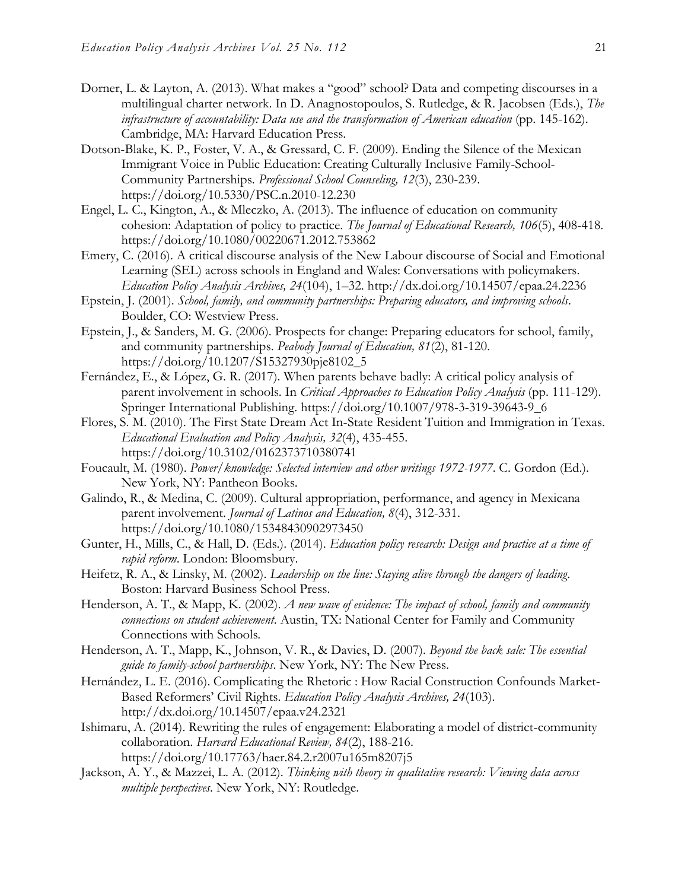Dorner, L. & Layton, A. (2013). What makes a "good" school? Data and competing discourses in a multilingual charter network. In D. Anagnostopoulos, S. Rutledge, & R. Jacobsen (Eds.), *The infrastructure of accountability: Data use and the transformation of American education* (pp. 145-162). Cambridge, MA: Harvard Education Press.

Dotson-Blake, K. P., Foster, V. A., & Gressard, C. F. (2009). Ending the Silence of the Mexican Immigrant Voice in Public Education: Creating Culturally Inclusive Family-School-Community Partnerships. *Professional School Counseling, 12*(3), 230-239. https://doi.org/10.5330/PSC.n.2010-12.230

Engel, L. C., Kington, A., & Mleczko, A. (2013). The influence of education on community cohesion: Adaptation of policy to practice. *The Journal of Educational Research, 106*(5), 408-418. https://doi.org/10.1080/00220671.2012.753862

Emery, C. (2016). A critical discourse analysis of the New Labour discourse of Social and Emotional Learning (SEL) across schools in England and Wales: Conversations with policymakers. *Education Policy Analysis Archives, 24*(104), 1–32. http://dx.doi.org/10.14507/epaa.24.2236

Epstein, J. (2001). *School, family, and community partnerships: Preparing educators, and improving schools*. Boulder, CO: Westview Press.

Epstein, J., & Sanders, M. G. (2006). Prospects for change: Preparing educators for school, family, and community partnerships. *Peabody Journal of Education, 81*(2), 81-120. https://doi.org/10.1207/S15327930pje8102_5

Fernández, E., & López, G. R. (2017). When parents behave badly: A critical policy analysis of parent involvement in schools. In *Critical Approaches to Education Policy Analysis* (pp. 111-129). Springer International Publishing. https://doi.org/10.1007/978-3-319-39643-9_6

Flores, S. M. (2010). The First State Dream Act In-State Resident Tuition and Immigration in Texas. *Educational Evaluation and Policy Analysis, 32*(4), 435-455. https://doi.org/10.3102/0162373710380741

Foucault, M. (1980). *Power/knowledge: Selected interview and other writings 1972-1977*. C. Gordon (Ed.). New York, NY: Pantheon Books.

Galindo, R., & Medina, C. (2009). Cultural appropriation, performance, and agency in Mexicana parent involvement. *Journal of Latinos and Education, 8*(4), 312-331. https://doi.org/10.1080/15348430902973450

Gunter, H., Mills, C., & Hall, D. (Eds.). (2014). *Education policy research: Design and practice at a time of rapid reform*. London: Bloomsbury.

Heifetz, R. A., & Linsky, M. (2002). *Leadership on the line: Staying alive through the dangers of leading*. Boston: Harvard Business School Press.

Henderson, A. T., & Mapp, K. (2002). *A new wave of evidence: The impact of school, family and community connections on student achievement*. Austin, TX: National Center for Family and Community Connections with Schools.

Henderson, A. T., Mapp, K., Johnson, V. R., & Davies, D. (2007). *Beyond the back sale: The essential guide to family-school partnerships*. New York, NY: The New Press.

Hernández, L. E. (2016). Complicating the Rhetoric : How Racial Construction Confounds Market-Based Reformers' Civil Rights. *Education Policy Analysis Archives, 24*(103). http://dx.doi.org/10.14507/epaa.v24.2321

Ishimaru, A. (2014). Rewriting the rules of engagement: Elaborating a model of district-community collaboration. *Harvard Educational Review, 84*(2), 188-216. https://doi.org/10.17763/haer.84.2.r2007u165m8207j5

Jackson, A. Y., & Mazzei, L. A. (2012). *Thinking with theory in qualitative research: Viewing data across multiple perspectives*. New York, NY: Routledge.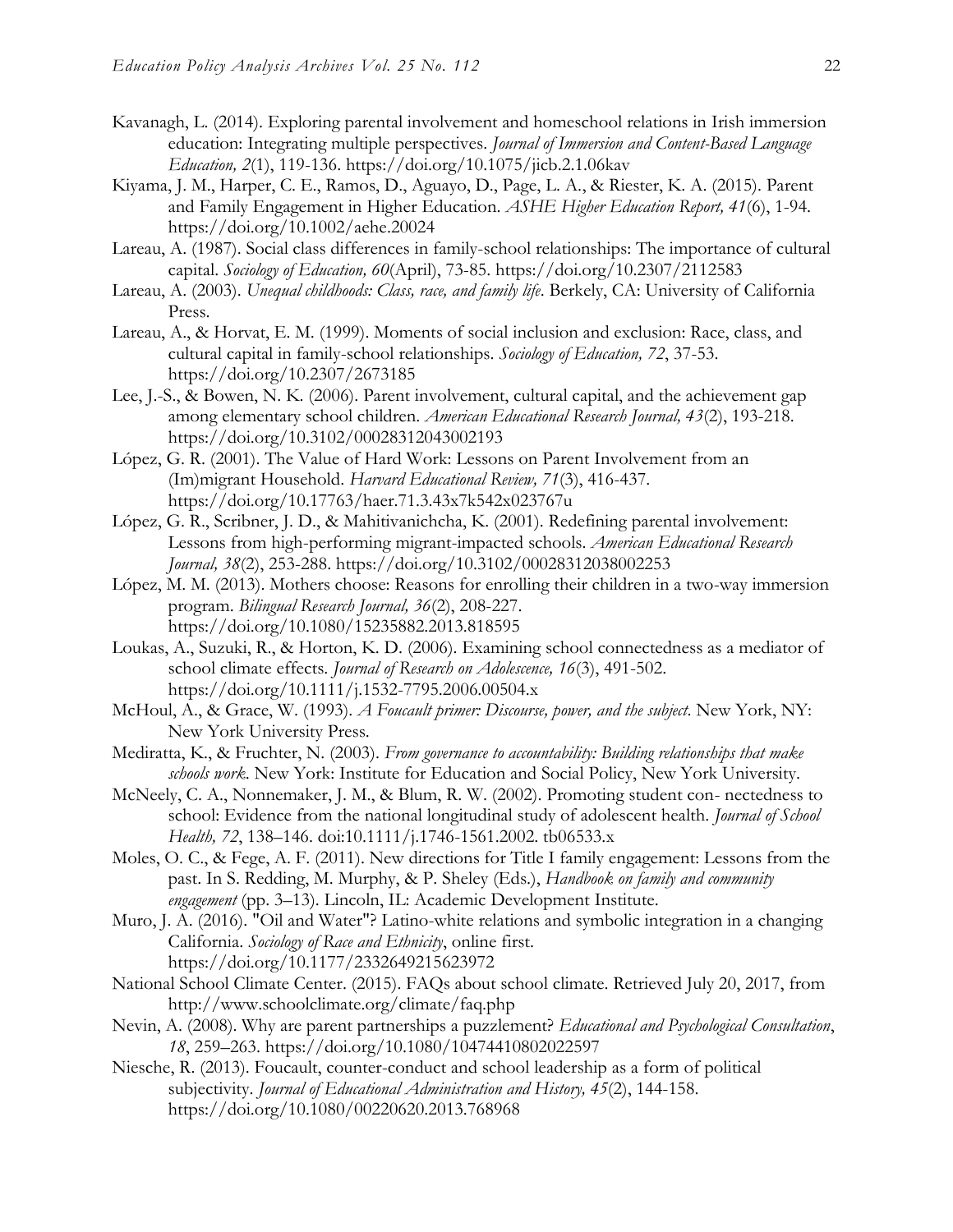Kavanagh, L. (2014). Exploring parental involvement and homeschool relations in Irish immersion education: Integrating multiple perspectives. *Journal of Immersion and Content-Based Language Education, 2*(1), 119-136. https://doi.org/10.1075/jicb.2.1.06kav

Kiyama, J. M., Harper, C. E., Ramos, D., Aguayo, D., Page, L. A., & Riester, K. A. (2015). Parent and Family Engagement in Higher Education. *ASHE Higher Education Report, 41*(6), 1-94. https://doi.org/10.1002/aehe.20024

Lareau, A. (1987). Social class differences in family-school relationships: The importance of cultural capital. *Sociology of Education, 60*(April), 73-85. https://doi.org/10.2307/2112583

Lareau, A. (2003). *Unequal childhoods: Class, race, and family life*. Berkely, CA: University of California Press.

Lareau, A., & Horvat, E. M. (1999). Moments of social inclusion and exclusion: Race, class, and cultural capital in family-school relationships. *Sociology of Education, 72*, 37-53. https://doi.org/10.2307/2673185

Lee, J.-S., & Bowen, N. K. (2006). Parent involvement, cultural capital, and the achievement gap among elementary school children. *American Educational Research Journal, 43*(2), 193-218. https://doi.org/10.3102/00028312043002193

López, G. R. (2001). The Value of Hard Work: Lessons on Parent Involvement from an (Im)migrant Household. *Harvard Educational Review, 71*(3), 416-437. https://doi.org/10.17763/haer.71.3.43x7k542x023767u

López, G. R., Scribner, J. D., & Mahitivanichcha, K. (2001). Redefining parental involvement: Lessons from high-performing migrant-impacted schools. *American Educational Research Journal, 38*(2), 253-288. https://doi.org/10.3102/00028312038002253

López, M. M. (2013). Mothers choose: Reasons for enrolling their children in a two-way immersion program. *Bilingual Research Journal, 36*(2), 208-227. https://doi.org/10.1080/15235882.2013.818595

Loukas, A., Suzuki, R., & Horton, K. D. (2006). Examining school connectedness as a mediator of school climate effects. *Journal of Research on Adolescence, 16*(3), 491-502. https://doi.org/10.1111/j.1532-7795.2006.00504.x

McHoul, A., & Grace, W. (1993). *A Foucault primer: Discourse, power, and the subject*. New York, NY: New York University Press.

Mediratta, K., & Fruchter, N. (2003). *From governance to accountability: Building relationships that make schools work*. New York: Institute for Education and Social Policy, New York University.

McNeely, C. A., Nonnemaker, J. M., & Blum, R. W. (2002). Promoting student con- nectedness to school: Evidence from the national longitudinal study of adolescent health. *Journal of School Health, 72*, 138–146. doi:10.1111/j.1746-1561.2002. tb06533.x

Moles, O. C., & Fege, A. F. (2011). New directions for Title I family engagement: Lessons from the past. In S. Redding, M. Murphy, & P. Sheley (Eds.), *Handbook on family and community engagement* (pp. 3–13). Lincoln, IL: Academic Development Institute.

Muro, J. A. (2016). "Oil and Water"? Latino-white relations and symbolic integration in a changing California. *Sociology of Race and Ethnicity*, online first. https://doi.org/10.1177/2332649215623972

National School Climate Center. (2015). FAQs about school climate. Retrieved July 20, 2017, from http://www.schoolclimate.org/climate/faq.php

Nevin, A. (2008). Why are parent partnerships a puzzlement? *Educational and Psychological Consultation*, *18*, 259–263. https://doi.org/10.1080/10474410802022597

Niesche, R. (2013). Foucault, counter-conduct and school leadership as a form of political subjectivity. *Journal of Educational Administration and History, 45*(2), 144-158. https://doi.org/10.1080/00220620.2013.768968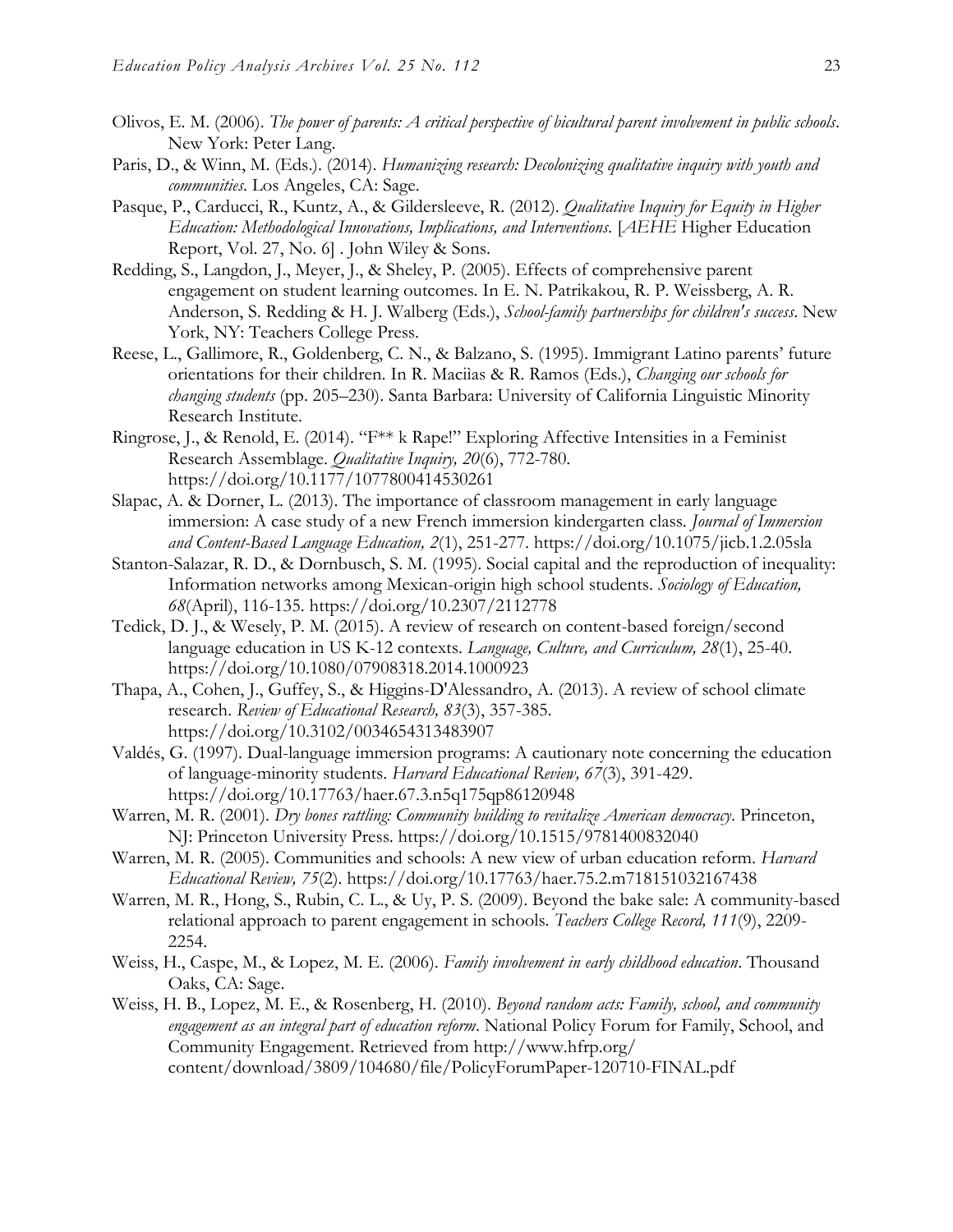Olivos, E. M. (2006). *The power of parents: A critical perspective of bicultural parent involvement in public schools*. New York: Peter Lang.

Paris, D., & Winn, M. (Eds.). (2014). *Humanizing research: Decolonizing qualitative inquiry with youth and communities*. Los Angeles, CA: Sage.

Pasque, P., Carducci, R., Kuntz, A., & Gildersleeve, R. (2012). *Qualitative Inquiry for Equity in Higher Education: Methodological Innovations, Implications, and Interventions*. [*AEHE* Higher Education Report, Vol. 27, No. 6] . John Wiley & Sons.

Redding, S., Langdon, J., Meyer, J., & Sheley, P. (2005). Effects of comprehensive parent engagement on student learning outcomes. In E. N. Patrikakou, R. P. Weissberg, A. R. Anderson, S. Redding & H. J. Walberg (Eds.), *School-family partnerships for children's success*. New York, NY: Teachers College Press.

Reese, L., Gallimore, R., Goldenberg, C. N., & Balzano, S. (1995). Immigrant Latino parents' future orientations for their children. In R. Maciìas & R. Ramos (Eds.), *Changing our schools for changing students* (pp. 205–230). Santa Barbara: University of California Linguistic Minority Research Institute.

Ringrose, J., & Renold, E. (2014). "F** k Rape!" Exploring Affective Intensities in a Feminist Research Assemblage. *Qualitative Inquiry, 20*(6), 772-780. https://doi.org/10.1177/1077800414530261

Slapac, A. & Dorner, L. (2013). The importance of classroom management in early language immersion: A case study of a new French immersion kindergarten class. *Journal of Immersion and Content-Based Language Education, 2*(1), 251-277. https://doi.org/10.1075/jicb.1.2.05sla

Stanton-Salazar, R. D., & Dornbusch, S. M. (1995). Social capital and the reproduction of inequality: Information networks among Mexican-origin high school students. *Sociology of Education, 68*(April), 116-135. https://doi.org/10.2307/2112778

Tedick, D. J., & Wesely, P. M. (2015). A review of research on content-based foreign/second language education in US K-12 contexts. *Language, Culture, and Curriculum, 28*(1), 25-40. https://doi.org/10.1080/07908318.2014.1000923

Thapa, A., Cohen, J., Guffey, S., & Higgins-D'Alessandro, A. (2013). A review of school climate research. *Review of Educational Research, 83*(3), 357-385. https://doi.org/10.3102/0034654313483907

Valdés, G. (1997). Dual-language immersion programs: A cautionary note concerning the education of language-minority students. *Harvard Educational Review, 67*(3), 391-429. https://doi.org/10.17763/haer.67.3.n5q175qp86120948

Warren, M. R. (2001). *Dry bones rattling: Community building to revitalize American democracy*. Princeton, NJ: Princeton University Press. https://doi.org/10.1515/9781400832040

Warren, M. R. (2005). Communities and schools: A new view of urban education reform. *Harvard Educational Review, 75*(2). https://doi.org/10.17763/haer.75.2.m718151032167438

Warren, M. R., Hong, S., Rubin, C. L., & Uy, P. S. (2009). Beyond the bake sale: A community-based relational approach to parent engagement in schools. *Teachers College Record, 111*(9), 2209-2254.

Weiss, H., Caspe, M., & Lopez, M. E. (2006). *Family involvement in early childhood education*. Thousand Oaks, CA: Sage.

Weiss, H. B., Lopez, M. E., & Rosenberg, H. (2010). *Beyond random acts: Family, school, and community engagement as an integral part of education reform*. National Policy Forum for Family, School, and Community Engagement. Retrieved from http://www.hfrp.org/content/download/3809/104680/file/PolicyForumPaper-120710-FINAL.pdf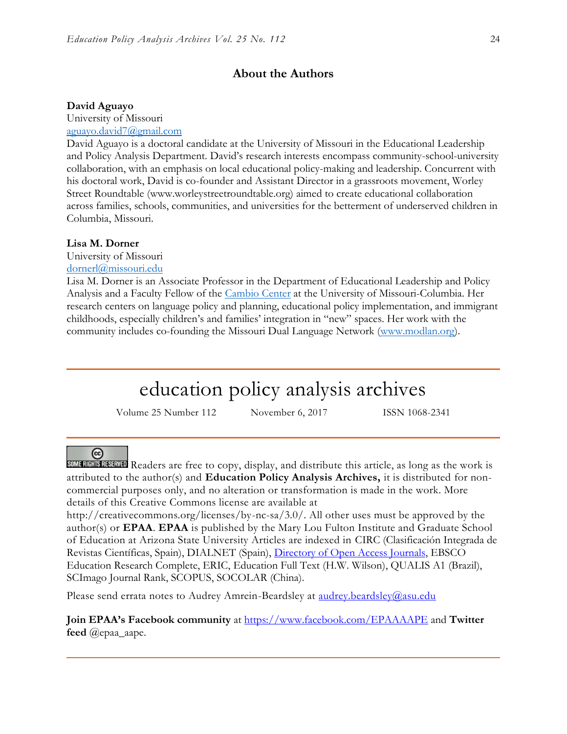## About the Authors

**David Aguayo**
University of Missouri
aguayo.david7@gmail.com
David Aguayo is a doctoral candidate at the University of Missouri in the Educational Leadership and Policy Analysis Department. David's research interests encompass community-school-university collaboration, with an emphasis on local educational policy-making and leadership. Concurrent with his doctoral work, David is co-founder and Assistant Director in a grassroots movement, Worley Street Roundtable (www.worleystreetroundtable.org) aimed to create educational collaboration across families, schools, communities, and universities for the betterment of underserved children in Columbia, Missouri.

**Lisa M. Dorner**
University of Missouri
dornerl@missouri.edu
Lisa M. Dorner is an Associate Professor in the Department of Educational Leadership and Policy Analysis and a Faculty Fellow of the Cambio Center at the University of Missouri-Columbia. Her research centers on language policy and planning, educational policy implementation, and immigrant childhoods, especially children's and families' integration in "new" spaces. Her work with the community includes co-founding the Missouri Dual Language Network (www.modlan.org).

---

# education policy analysis archives

Volume 25 Number 112 November 6, 2017 ISSN 1068-2341

---

SOME RIGHTS RESERVED Readers are free to copy, display, and distribute this article, as long as the work is attributed to the author(s) and **Education Policy Analysis Archives,** it is distributed for non-commercial purposes only, and no alteration or transformation is made in the work. More details of this Creative Commons license are available at http://creativecommons.org/licenses/by-nc-sa/3.0/. All other uses must be approved by the author(s) or **EPAA**. **EPAA** is published by the Mary Lou Fulton Institute and Graduate School of Education at Arizona State University Articles are indexed in CIRC (Clasificación Integrada de Revistas Científicas, Spain), DIALNET (Spain), Directory of Open Access Journals, EBSCO Education Research Complete, ERIC, Education Full Text (H.W. Wilson), QUALIS A1 (Brazil), SCImago Journal Rank, SCOPUS, SOCOLAR (China).

Please send errata notes to Audrey Amrein-Beardsley at audrey.beardsley@asu.edu

**Join EPAA's Facebook community** at https://www.facebook.com/EPAAAAPE and **Twitter feed** @epaa_aape.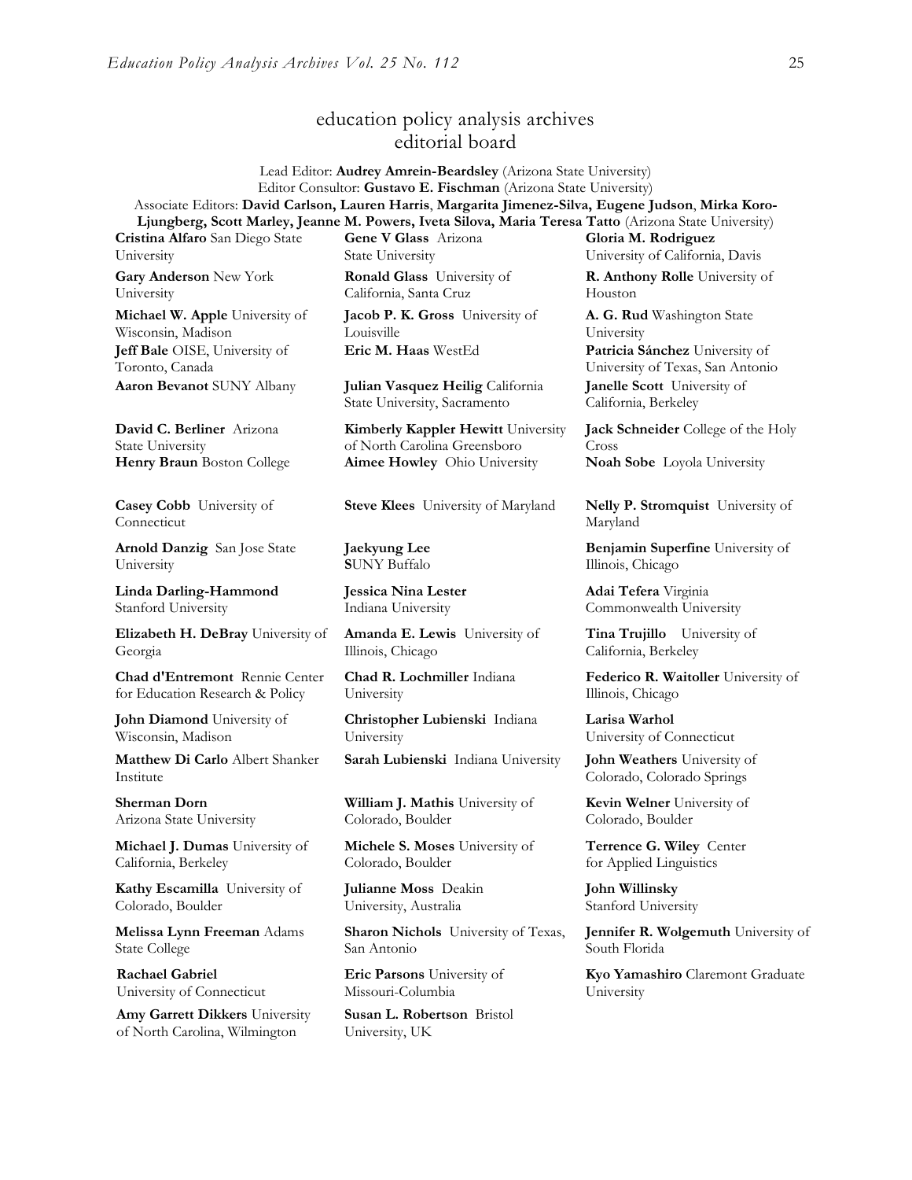## education policy analysis archives
## editorial board

Lead Editor: **Audrey Amrein-Beardsley** (Arizona State University)
Editor Consultor: **Gustavo E. Fischman** (Arizona State University)
Associate Editors: **David Carlson, Lauren Harris**, **Margarita Jimenez-Silva, Eugene Judson**, **Mirka Koro-Ljungberg, Scott Marley, Jeanne M. Powers, Iveta Silova, Maria Teresa Tatto** (Arizona State University)

**Cristina Alfaro** San Diego State University

**Gary Anderson** New York University

**Michael W. Apple** University of Wisconsin, Madison

**Jeff Bale** OISE, University of Toronto, Canada

**Aaron Bevanot** SUNY Albany

**David C. Berliner** Arizona State University

**Henry Braun** Boston College

**Casey Cobb** University of Connecticut

**Arnold Danzig** San Jose State University

**Linda Darling-Hammond** Stanford University

**Elizabeth H. DeBray** University of Georgia

**Chad d'Entremont** Rennie Center for Education Research & Policy

**John Diamond** University of Wisconsin, Madison

**Matthew Di Carlo** Albert Shanker Institute

**Sherman Dorn** Arizona State University

**Michael J. Dumas** University of California, Berkeley

**Kathy Escamilla** University of Colorado, Boulder

**Melissa Lynn Freeman** Adams State College

**Rachael Gabriel** University of Connecticut

**Amy Garrett Dikkers** University of North Carolina, Wilmington

**Gene V Glass** Arizona State University

**Ronald Glass** University of California, Santa Cruz

**Jacob P. K. Gross** University of Louisville

**Eric M. Haas** WestEd

**Julian Vasquez Heilig** California State University, Sacramento

**Kimberly Kappler Hewitt** University of North Carolina Greensboro

**Aimee Howley** Ohio University

**Steve Klees** University of Maryland

**Jaekyung Lee** SUNY Buffalo

**Jessica Nina Lester** Indiana University

**Amanda E. Lewis** University of Illinois, Chicago

**Chad R. Lochmiller** Indiana University

**Christopher Lubienski** Indiana University

**Sarah Lubienski** Indiana University

**William J. Mathis** University of Colorado, Boulder

**Michele S. Moses** University of Colorado, Boulder

**Julianne Moss** Deakin University, Australia

**Sharon Nichols** University of Texas, San Antonio

**Eric Parsons** University of Missouri-Columbia

**Susan L. Robertson** Bristol University, UK

**Gloria M. Rodriguez** University of California, Davis

**R. Anthony Rolle** University of Houston

**A. G. Rud** Washington State University

**Patricia Sánchez** University of University of Texas, San Antonio

**Janelle Scott** University of California, Berkeley

**Jack Schneider** College of the Holy Cross

**Noah Sobe** Loyola University

**Nelly P. Stromquist** University of Maryland

**Benjamin Superfine** University of Illinois, Chicago

**Adai Tefera** Virginia Commonwealth University

**Tina Trujillo** University of California, Berkeley

**Federico R. Waitoller** University of Illinois, Chicago

**Larisa Warhol** University of Connecticut

**John Weathers** University of Colorado, Colorado Springs

**Kevin Welner** University of Colorado, Boulder

**Terrence G. Wiley** Center for Applied Linguistics

**John Willinsky** Stanford University

**Jennifer R. Wolgemuth** University of South Florida

**Kyo Yamashiro** Claremont Graduate University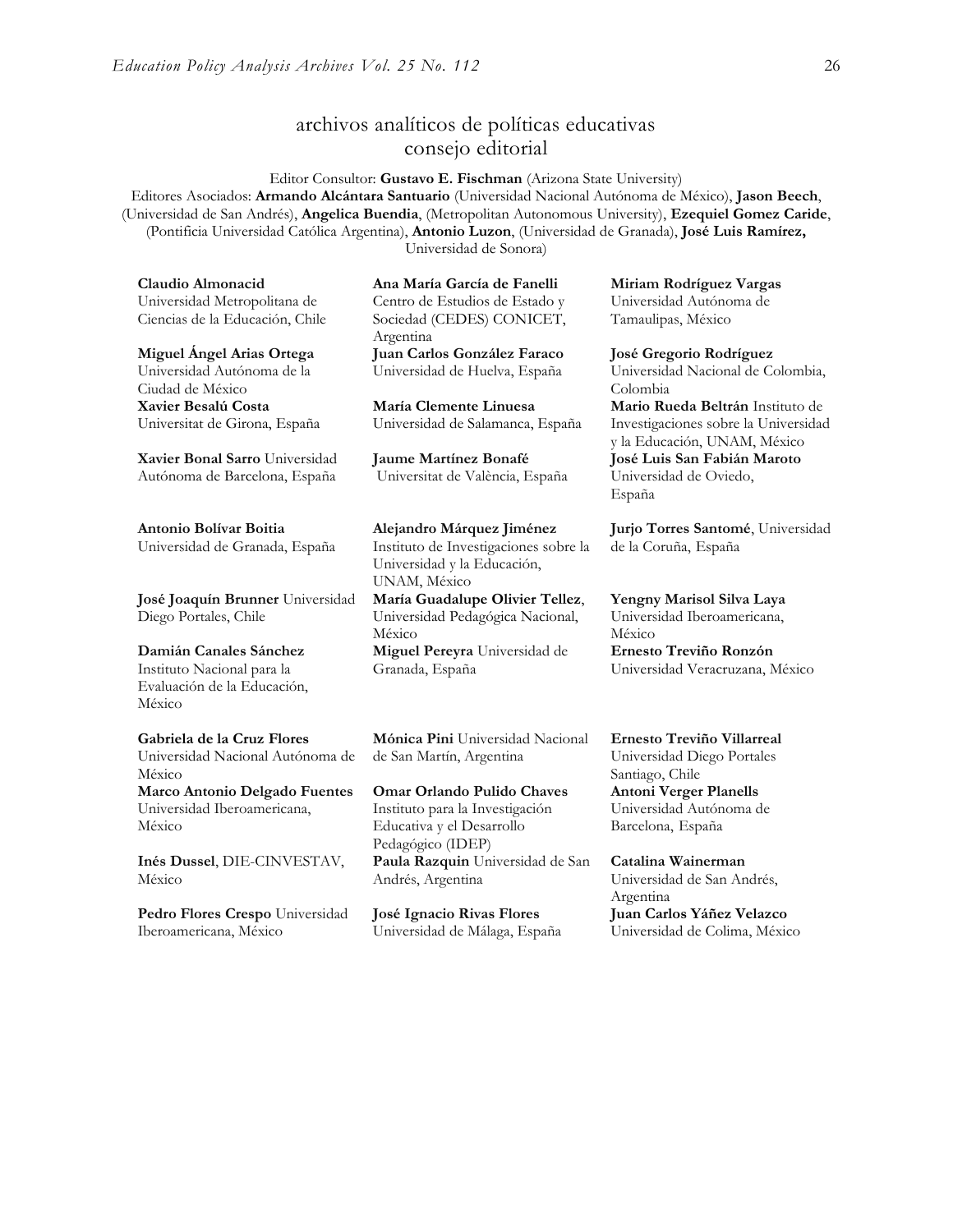## archivos analíticos de políticas educativas consejo editorial

Editor Consultor: **Gustavo E. Fischman** (Arizona State University)
Editores Asociados: **Armando Alcántara Santuario** (Universidad Nacional Autónoma de México), **Jason Beech**, (Universidad de San Andrés), **Angelica Buendia**, (Metropolitan Autonomous University), **Ezequiel Gomez Caride**, (Pontificia Universidad Católica Argentina), **Antonio Luzon**, (Universidad de Granada), **José Luis Ramírez,** Universidad de Sonora)

**Claudio Almonacid** Universidad Metropolitana de Ciencias de la Educación, Chile

**Miguel Ángel Arias Ortega** Universidad Autónoma de la Ciudad de México

**Xavier Besalú Costa** Universitat de Girona, España

**Xavier Bonal Sarro** Universidad Autónoma de Barcelona, España

**Antonio Bolívar Boitia** Universidad de Granada, España

**José Joaquín Brunner** Universidad Diego Portales, Chile

**Damián Canales Sánchez** Instituto Nacional para la Evaluación de la Educación, México

**Gabriela de la Cruz Flores** Universidad Nacional Autónoma de México

**Marco Antonio Delgado Fuentes** Universidad Iberoamericana, México

**Inés Dussel**, DIE-CINVESTAV, México

**Pedro Flores Crespo** Universidad Iberoamericana, México

**Ana María García de Fanelli** Centro de Estudios de Estado y Sociedad (CEDES) CONICET, Argentina

**Juan Carlos González Faraco** Universidad de Huelva, España

**María Clemente Linuesa** Universidad de Salamanca, España

**Jaume Martínez Bonafé** Universitat de València, España

**Alejandro Márquez Jiménez** Instituto de Investigaciones sobre la Universidad y la Educación, UNAM, México

**María Guadalupe Olivier Tellez**, Universidad Pedagógica Nacional, México

**Miguel Pereyra** Universidad de Granada, España

**Mónica Pini** Universidad Nacional de San Martín, Argentina

**Omar Orlando Pulido Chaves** Instituto para la Investigación Educativa y el Desarrollo Pedagógico (IDEP)

**Paula Razquin** Universidad de San Andrés, Argentina

**José Ignacio Rivas Flores** Universidad de Málaga, España

**Miriam Rodríguez Vargas** Universidad Autónoma de Tamaulipas, México

**José Gregorio Rodríguez** Universidad Nacional de Colombia, Colombia

**Mario Rueda Beltrán** Instituto de Investigaciones sobre la Universidad y la Educación, UNAM, México

**José Luis San Fabián Maroto** Universidad de Oviedo, España

**Jurjo Torres Santomé**, Universidad de la Coruña, España

**Yengny Marisol Silva Laya** Universidad Iberoamericana, México

**Ernesto Treviño Ronzón** Universidad Veracruzana, México

**Ernesto Treviño Villarreal** Universidad Diego Portales Santiago, Chile

**Antoni Verger Planells** Universidad Autónoma de Barcelona, España

**Catalina Wainerman** Universidad de San Andrés, Argentina

**Juan Carlos Yáñez Velazco** Universidad de Colima, México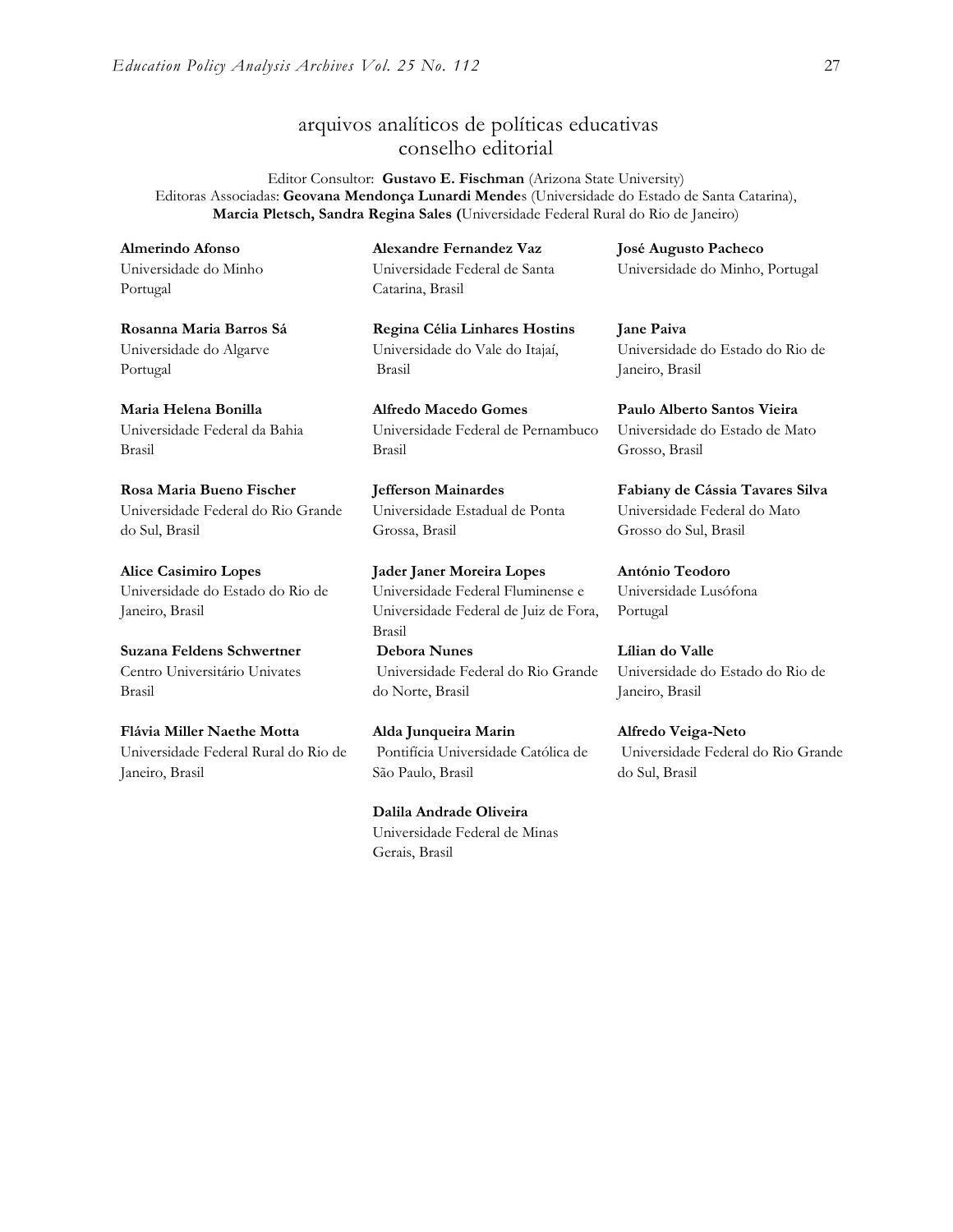# arquivos analíticos de políticas educativas
## conselho editorial

Editor Consultor: **Gustavo E. Fischman** (Arizona State University)
Editoras Associadas: **Geovana Mendonça Lunardi Mende**s (Universidade do Estado de Santa Catarina), **Marcia Pletsch, Sandra Regina Sales (**Universidade Federal Rural do Rio de Janeiro)

**Almerindo Afonso**
Universidade do Minho
Portugal

**Rosanna Maria Barros Sá**
Universidade do Algarve
Portugal

**Maria Helena Bonilla**
Universidade Federal da Bahia
Brasil

**Rosa Maria Bueno Fischer**
Universidade Federal do Rio Grande do Sul, Brasil

**Alice Casimiro Lopes**
Universidade do Estado do Rio de Janeiro, Brasil

**Suzana Feldens Schwertner**
Centro Universitário Univates
Brasil

**Flávia Miller Naethe Motta**
Universidade Federal Rural do Rio de Janeiro, Brasil

**Alexandre Fernandez Vaz**
Universidade Federal de Santa Catarina, Brasil

**Regina Célia Linhares Hostins**
Universidade do Vale do Itajaí, Brasil

**Alfredo Macedo Gomes**
Universidade Federal de Pernambuco
Brasil

**Jefferson Mainardes**
Universidade Estadual de Ponta Grossa, Brasil

**Jader Janer Moreira Lopes**
Universidade Federal Fluminense e Universidade Federal de Juiz de Fora, Brasil

**Debora Nunes**
Universidade Federal do Rio Grande do Norte, Brasil

**Alda Junqueira Marin**
Pontifícia Universidade Católica de São Paulo, Brasil

**Dalila Andrade Oliveira**
Universidade Federal de Minas Gerais, Brasil

**José Augusto Pacheco**
Universidade do Minho, Portugal

**Jane Paiva**
Universidade do Estado do Rio de Janeiro, Brasil

**Paulo Alberto Santos Vieira**
Universidade do Estado de Mato Grosso, Brasil

**Fabiany de Cássia Tavares Silva**
Universidade Federal do Mato Grosso do Sul, Brasil

**António Teodoro**
Universidade Lusófona
Portugal

**Lílian do Valle**
Universidade do Estado do Rio de Janeiro, Brasil

**Alfredo Veiga-Neto**
Universidade Federal do Rio Grande do Sul, Brasil